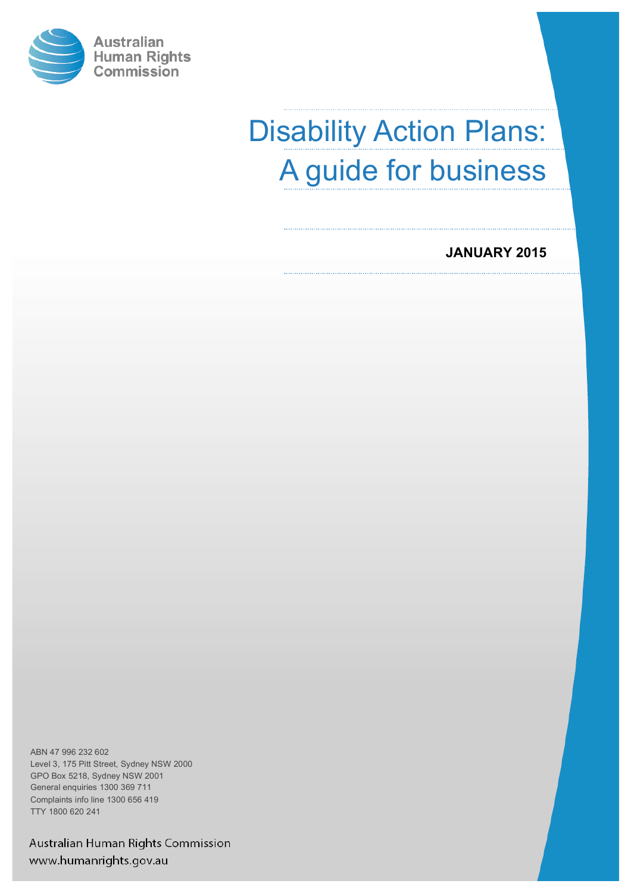Australian Human Rights Commission

# Disability Action Plans: A guide for business

**JANUARY 2015**

ABN 47 996 232 602
Level 3, 175 Pitt Street, Sydney NSW 2000
GPO Box 5218, Sydney NSW 2001
General enquiries 1300 369 711
Complaints info line 1300 656 419
TTY 1800 620 241

Australian Human Rights Commission
www.humanrights.gov.au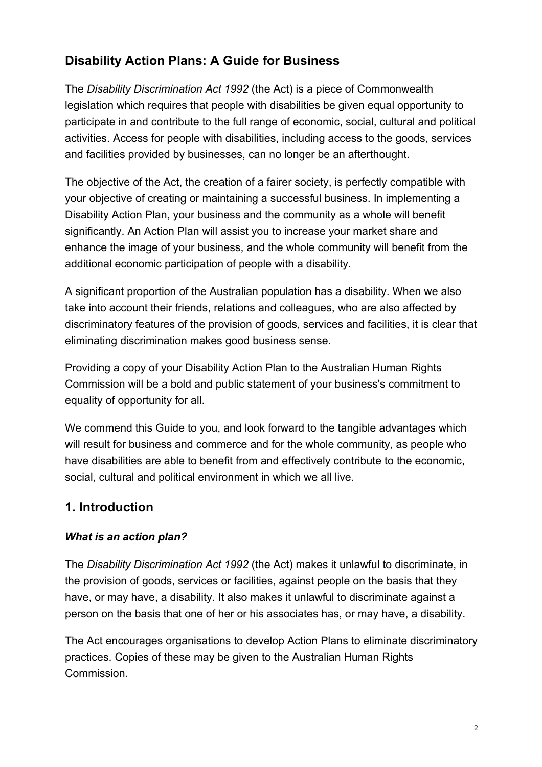## Disability Action Plans: A Guide for Business

The *Disability Discrimination Act 1992* (the Act) is a piece of Commonwealth legislation which requires that people with disabilities be given equal opportunity to participate in and contribute to the full range of economic, social, cultural and political activities. Access for people with disabilities, including access to the goods, services and facilities provided by businesses, can no longer be an afterthought.

The objective of the Act, the creation of a fairer society, is perfectly compatible with your objective of creating or maintaining a successful business. In implementing a Disability Action Plan, your business and the community as a whole will benefit significantly. An Action Plan will assist you to increase your market share and enhance the image of your business, and the whole community will benefit from the additional economic participation of people with a disability.

A significant proportion of the Australian population has a disability. When we also take into account their friends, relations and colleagues, who are also affected by discriminatory features of the provision of goods, services and facilities, it is clear that eliminating discrimination makes good business sense.

Providing a copy of your Disability Action Plan to the Australian Human Rights Commission will be a bold and public statement of your business's commitment to equality of opportunity for all.

We commend this Guide to you, and look forward to the tangible advantages which will result for business and commerce and for the whole community, as people who have disabilities are able to benefit from and effectively contribute to the economic, social, cultural and political environment in which we all live.

## 1. Introduction

### *What is an action plan?*

The *Disability Discrimination Act 1992* (the Act) makes it unlawful to discriminate, in the provision of goods, services or facilities, against people on the basis that they have, or may have, a disability. It also makes it unlawful to discriminate against a person on the basis that one of her or his associates has, or may have, a disability.

The Act encourages organisations to develop Action Plans to eliminate discriminatory practices. Copies of these may be given to the Australian Human Rights Commission.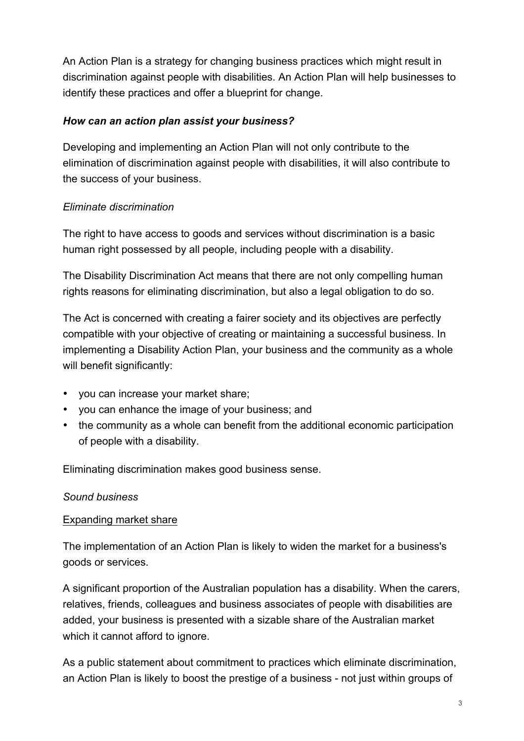An Action Plan is a strategy for changing business practices which might result in discrimination against people with disabilities. An Action Plan will help businesses to identify these practices and offer a blueprint for change.

### ***How can an action plan assist your business?***

Developing and implementing an Action Plan will not only contribute to the elimination of discrimination against people with disabilities, it will also contribute to the success of your business.

*Eliminate discrimination*

The right to have access to goods and services without discrimination is a basic human right possessed by all people, including people with a disability.

The Disability Discrimination Act means that there are not only compelling human rights reasons for eliminating discrimination, but also a legal obligation to do so.

The Act is concerned with creating a fairer society and its objectives are perfectly compatible with your objective of creating or maintaining a successful business. In implementing a Disability Action Plan, your business and the community as a whole will benefit significantly:

- you can increase your market share;
- you can enhance the image of your business; and
- the community as a whole can benefit from the additional economic participation of people with a disability.

Eliminating discrimination makes good business sense.

*Sound business*

<u>Expanding market share</u>

The implementation of an Action Plan is likely to widen the market for a business's goods or services.

A significant proportion of the Australian population has a disability. When the carers, relatives, friends, colleagues and business associates of people with disabilities are added, your business is presented with a sizable share of the Australian market which it cannot afford to ignore.

As a public statement about commitment to practices which eliminate discrimination, an Action Plan is likely to boost the prestige of a business - not just within groups of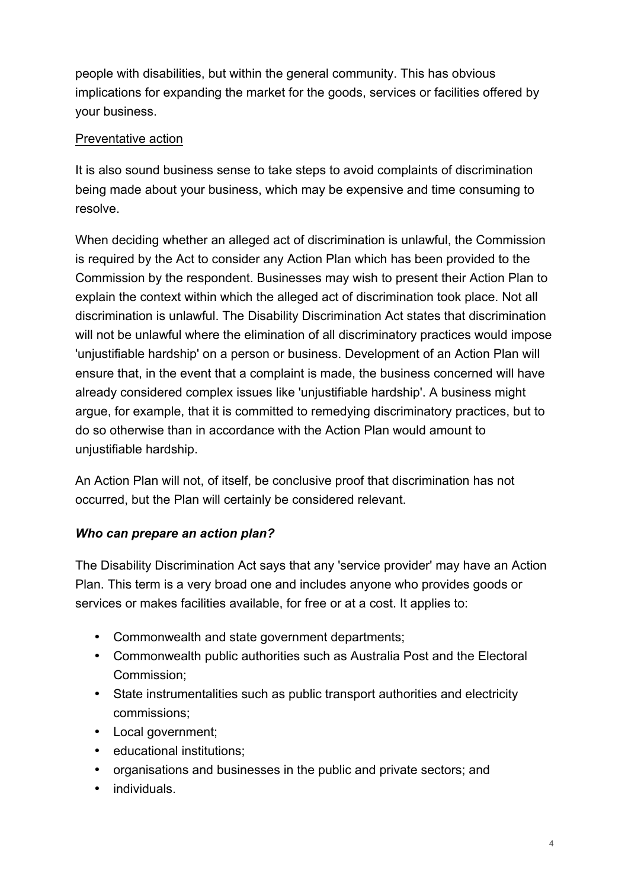people with disabilities, but within the general community. This has obvious implications for expanding the market for the goods, services or facilities offered by your business.

<u>Preventative action</u>

It is also sound business sense to take steps to avoid complaints of discrimination being made about your business, which may be expensive and time consuming to resolve.

When deciding whether an alleged act of discrimination is unlawful, the Commission is required by the Act to consider any Action Plan which has been provided to the Commission by the respondent. Businesses may wish to present their Action Plan to explain the context within which the alleged act of discrimination took place. Not all discrimination is unlawful. The Disability Discrimination Act states that discrimination will not be unlawful where the elimination of all discriminatory practices would impose 'unjustifiable hardship' on a person or business. Development of an Action Plan will ensure that, in the event that a complaint is made, the business concerned will have already considered complex issues like 'unjustifiable hardship'. A business might argue, for example, that it is committed to remedying discriminatory practices, but to do so otherwise than in accordance with the Action Plan would amount to unjustifiable hardship.

An Action Plan will not, of itself, be conclusive proof that discrimination has not occurred, but the Plan will certainly be considered relevant.

### ***Who can prepare an action plan?***

The Disability Discrimination Act says that any 'service provider' may have an Action Plan. This term is a very broad one and includes anyone who provides goods or services or makes facilities available, for free or at a cost. It applies to:

- Commonwealth and state government departments;
- Commonwealth public authorities such as Australia Post and the Electoral Commission;
- State instrumentalities such as public transport authorities and electricity commissions;
- Local government;
- educational institutions;
- organisations and businesses in the public and private sectors; and
- individuals.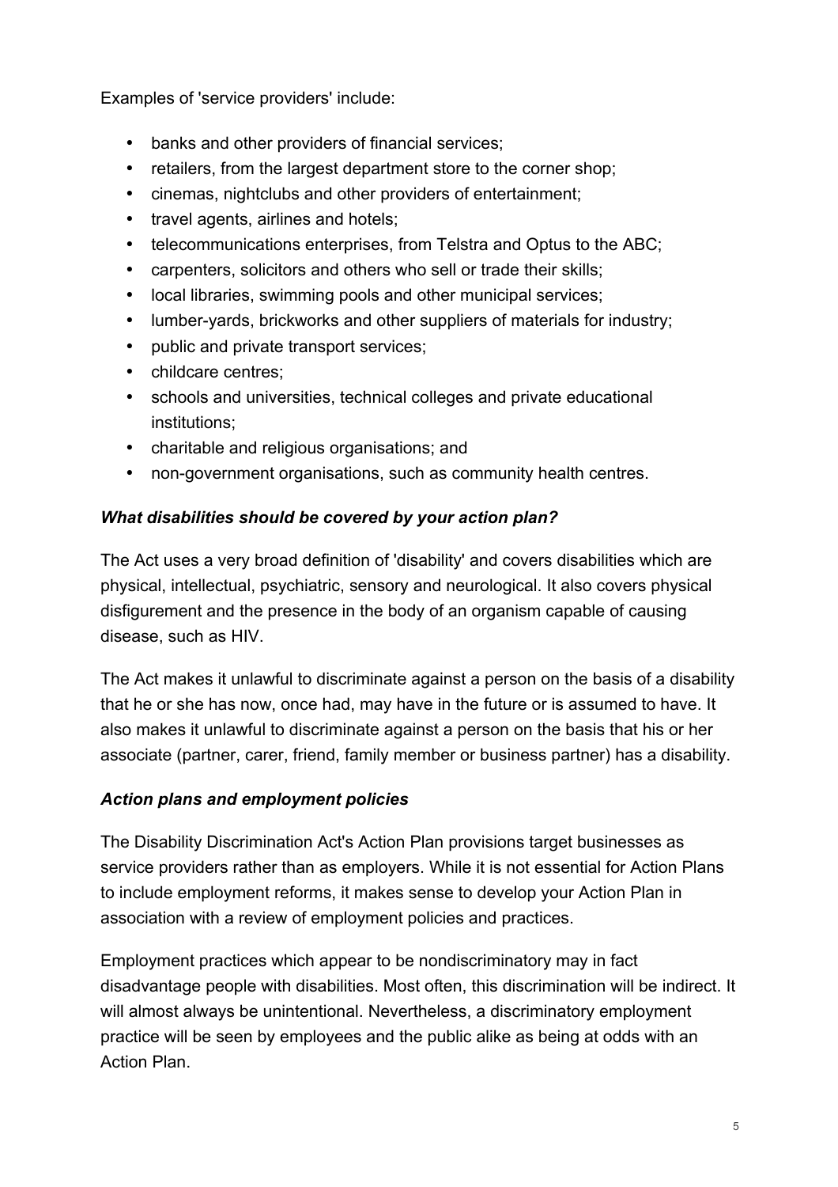Examples of 'service providers' include:

- banks and other providers of financial services;
- retailers, from the largest department store to the corner shop;
- cinemas, nightclubs and other providers of entertainment;
- travel agents, airlines and hotels;
- telecommunications enterprises, from Telstra and Optus to the ABC;
- carpenters, solicitors and others who sell or trade their skills;
- local libraries, swimming pools and other municipal services;
- lumber-yards, brickworks and other suppliers of materials for industry;
- public and private transport services;
- childcare centres;
- schools and universities, technical colleges and private educational institutions;
- charitable and religious organisations; and
- non-government organisations, such as community health centres.

### *What disabilities should be covered by your action plan?*

The Act uses a very broad definition of 'disability' and covers disabilities which are physical, intellectual, psychiatric, sensory and neurological. It also covers physical disfigurement and the presence in the body of an organism capable of causing disease, such as HIV.

The Act makes it unlawful to discriminate against a person on the basis of a disability that he or she has now, once had, may have in the future or is assumed to have. It also makes it unlawful to discriminate against a person on the basis that his or her associate (partner, carer, friend, family member or business partner) has a disability.

### *Action plans and employment policies*

The Disability Discrimination Act's Action Plan provisions target businesses as service providers rather than as employers. While it is not essential for Action Plans to include employment reforms, it makes sense to develop your Action Plan in association with a review of employment policies and practices.

Employment practices which appear to be nondiscriminatory may in fact disadvantage people with disabilities. Most often, this discrimination will be indirect. It will almost always be unintentional. Nevertheless, a discriminatory employment practice will be seen by employees and the public alike as being at odds with an Action Plan.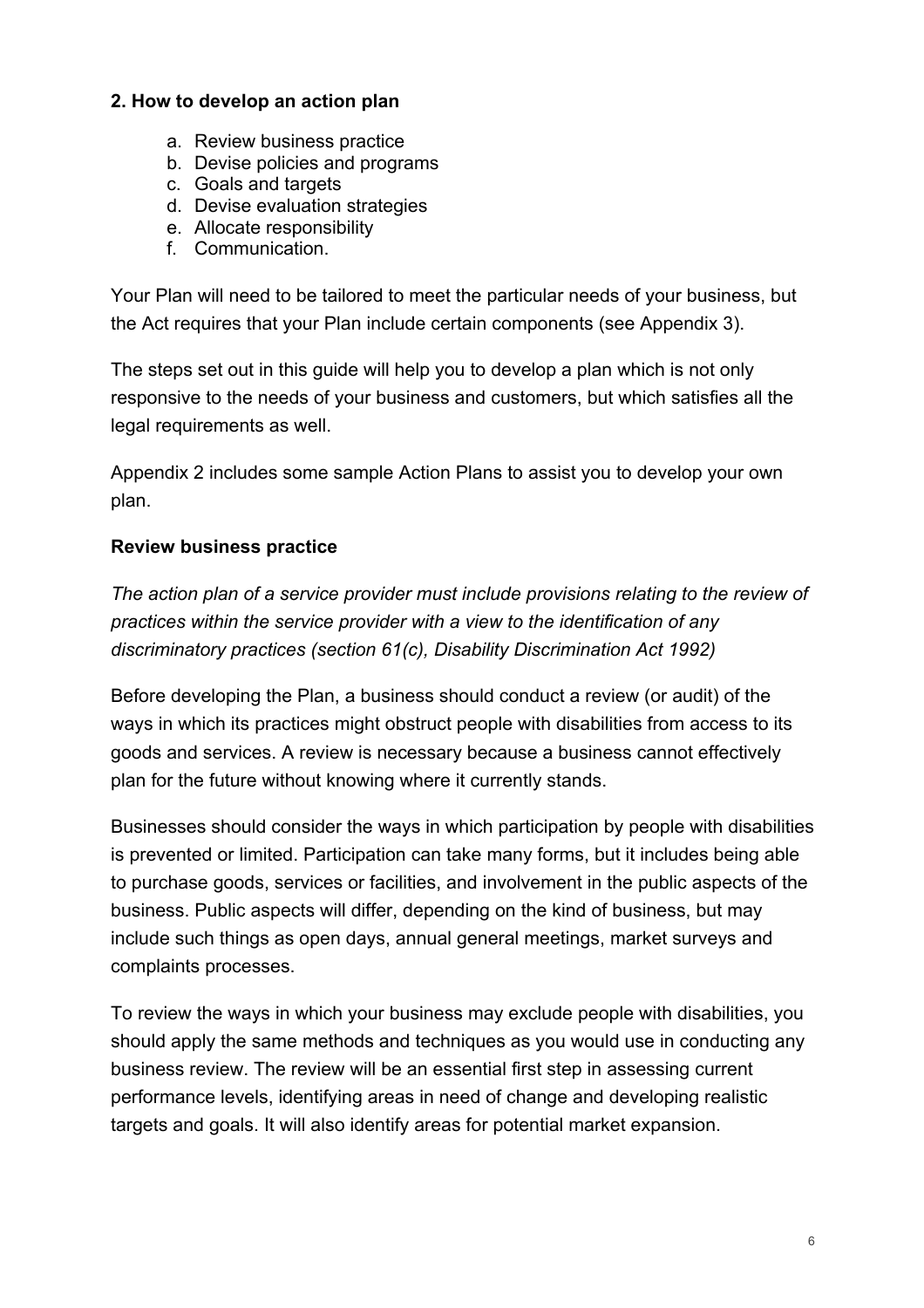## 2. How to develop an action plan

a. Review business practice
b. Devise policies and programs
c. Goals and targets
d. Devise evaluation strategies
e. Allocate responsibility
f. Communication.

Your Plan will need to be tailored to meet the particular needs of your business, but the Act requires that your Plan include certain components (see Appendix 3).

The steps set out in this guide will help you to develop a plan which is not only responsive to the needs of your business and customers, but which satisfies all the legal requirements as well.

Appendix 2 includes some sample Action Plans to assist you to develop your own plan.

### Review business practice

*The action plan of a service provider must include provisions relating to the review of practices within the service provider with a view to the identification of any discriminatory practices (section 61(c), Disability Discrimination Act 1992)*

Before developing the Plan, a business should conduct a review (or audit) of the ways in which its practices might obstruct people with disabilities from access to its goods and services. A review is necessary because a business cannot effectively plan for the future without knowing where it currently stands.

Businesses should consider the ways in which participation by people with disabilities is prevented or limited. Participation can take many forms, but it includes being able to purchase goods, services or facilities, and involvement in the public aspects of the business. Public aspects will differ, depending on the kind of business, but may include such things as open days, annual general meetings, market surveys and complaints processes.

To review the ways in which your business may exclude people with disabilities, you should apply the same methods and techniques as you would use in conducting any business review. The review will be an essential first step in assessing current performance levels, identifying areas in need of change and developing realistic targets and goals. It will also identify areas for potential market expansion.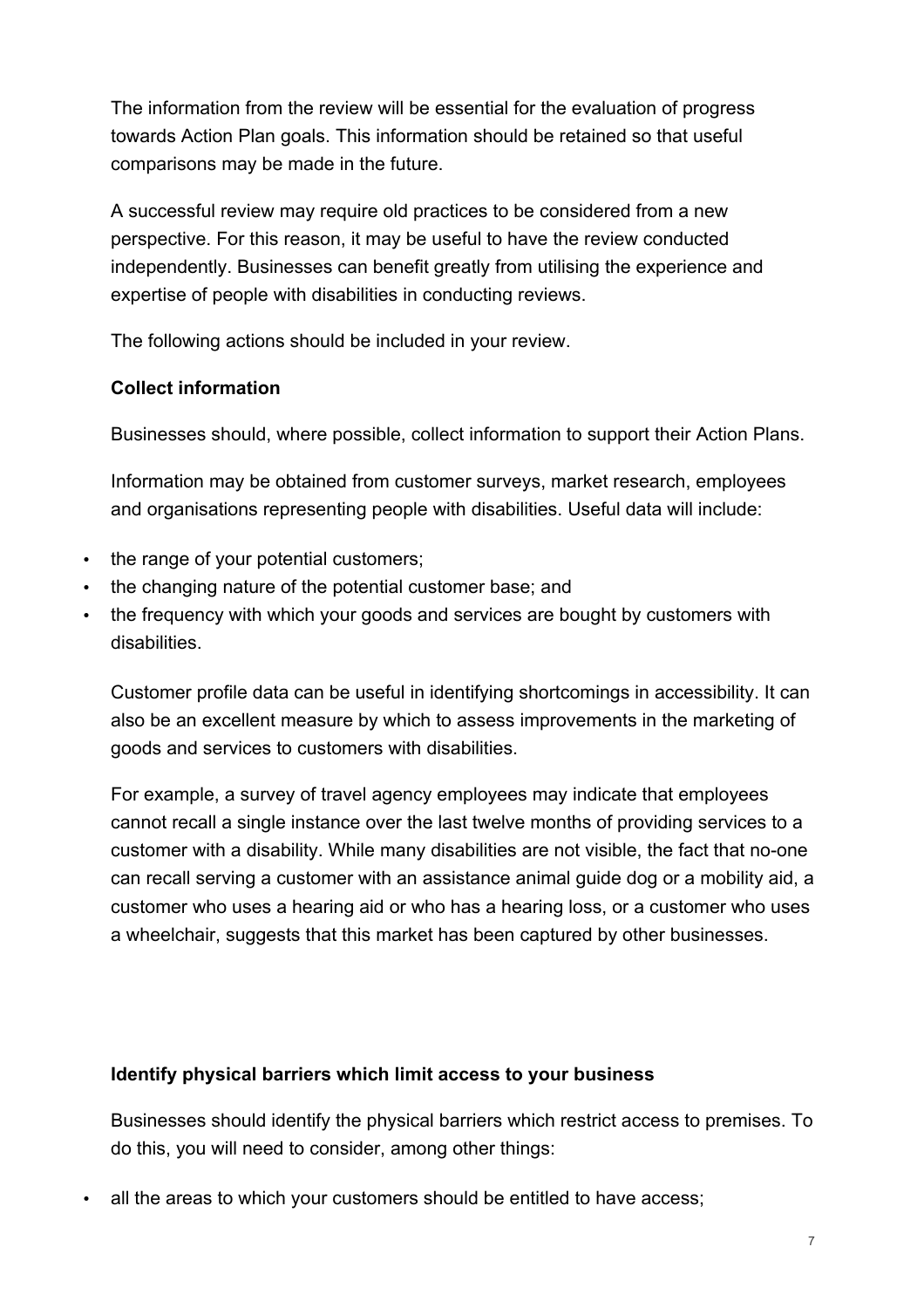The information from the review will be essential for the evaluation of progress towards Action Plan goals. This information should be retained so that useful comparisons may be made in the future.

A successful review may require old practices to be considered from a new perspective. For this reason, it may be useful to have the review conducted independently. Businesses can benefit greatly from utilising the experience and expertise of people with disabilities in conducting reviews.

The following actions should be included in your review.

**Collect information**

Businesses should, where possible, collect information to support their Action Plans.

Information may be obtained from customer surveys, market research, employees and organisations representing people with disabilities. Useful data will include:

- the range of your potential customers;
- the changing nature of the potential customer base; and
- the frequency with which your goods and services are bought by customers with disabilities.

Customer profile data can be useful in identifying shortcomings in accessibility. It can also be an excellent measure by which to assess improvements in the marketing of goods and services to customers with disabilities.

For example, a survey of travel agency employees may indicate that employees cannot recall a single instance over the last twelve months of providing services to a customer with a disability. While many disabilities are not visible, the fact that no-one can recall serving a customer with an assistance animal guide dog or a mobility aid, a customer who uses a hearing aid or who has a hearing loss, or a customer who uses a wheelchair, suggests that this market has been captured by other businesses.

**Identify physical barriers which limit access to your business**

Businesses should identify the physical barriers which restrict access to premises. To do this, you will need to consider, among other things:

- all the areas to which your customers should be entitled to have access;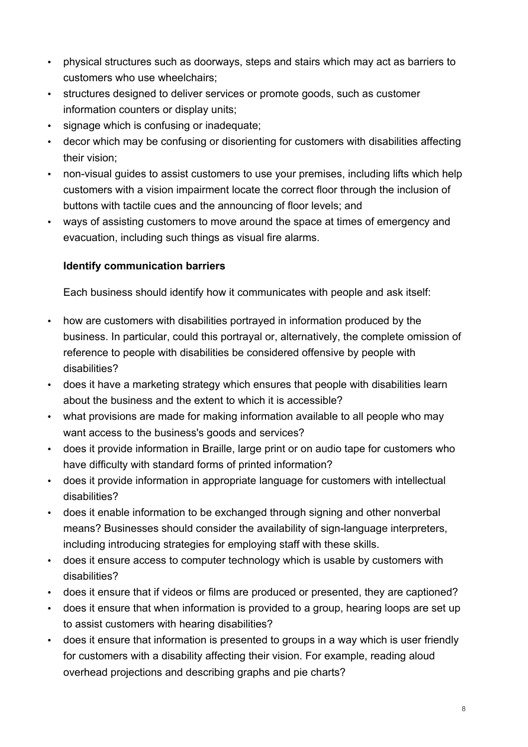- physical structures such as doorways, steps and stairs which may act as barriers to customers who use wheelchairs;
- structures designed to deliver services or promote goods, such as customer information counters or display units;
- signage which is confusing or inadequate;
- decor which may be confusing or disorienting for customers with disabilities affecting their vision;
- non-visual guides to assist customers to use your premises, including lifts which help customers with a vision impairment locate the correct floor through the inclusion of buttons with tactile cues and the announcing of floor levels; and
- ways of assisting customers to move around the space at times of emergency and evacuation, including such things as visual fire alarms.

**Identify communication barriers**

Each business should identify how it communicates with people and ask itself:

- how are customers with disabilities portrayed in information produced by the business. In particular, could this portrayal or, alternatively, the complete omission of reference to people with disabilities be considered offensive by people with disabilities?
- does it have a marketing strategy which ensures that people with disabilities learn about the business and the extent to which it is accessible?
- what provisions are made for making information available to all people who may want access to the business's goods and services?
- does it provide information in Braille, large print or on audio tape for customers who have difficulty with standard forms of printed information?
- does it provide information in appropriate language for customers with intellectual disabilities?
- does it enable information to be exchanged through signing and other nonverbal means? Businesses should consider the availability of sign-language interpreters, including introducing strategies for employing staff with these skills.
- does it ensure access to computer technology which is usable by customers with disabilities?
- does it ensure that if videos or films are produced or presented, they are captioned?
- does it ensure that when information is provided to a group, hearing loops are set up to assist customers with hearing disabilities?
- does it ensure that information is presented to groups in a way which is user friendly for customers with a disability affecting their vision. For example, reading aloud overhead projections and describing graphs and pie charts?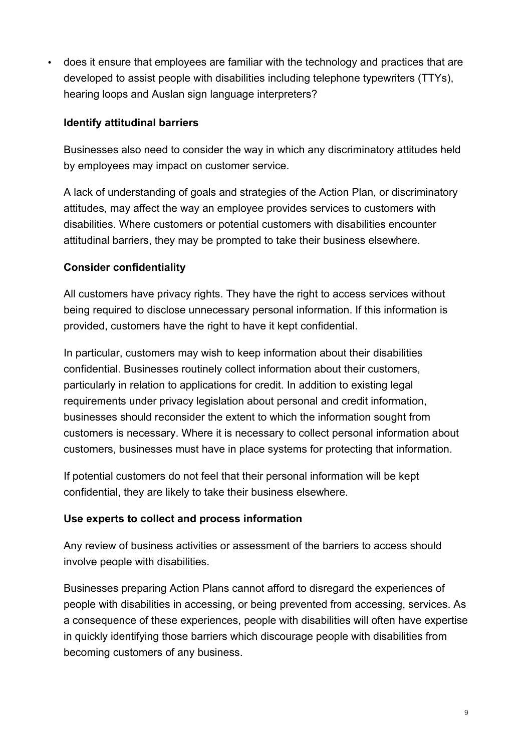- does it ensure that employees are familiar with the technology and practices that are developed to assist people with disabilities including telephone typewriters (TTYs), hearing loops and Auslan sign language interpreters?

**Identify attitudinal barriers**

Businesses also need to consider the way in which any discriminatory attitudes held by employees may impact on customer service.

A lack of understanding of goals and strategies of the Action Plan, or discriminatory attitudes, may affect the way an employee provides services to customers with disabilities. Where customers or potential customers with disabilities encounter attitudinal barriers, they may be prompted to take their business elsewhere.

**Consider confidentiality**

All customers have privacy rights. They have the right to access services without being required to disclose unnecessary personal information. If this information is provided, customers have the right to have it kept confidential.

In particular, customers may wish to keep information about their disabilities confidential. Businesses routinely collect information about their customers, particularly in relation to applications for credit. In addition to existing legal requirements under privacy legislation about personal and credit information, businesses should reconsider the extent to which the information sought from customers is necessary. Where it is necessary to collect personal information about customers, businesses must have in place systems for protecting that information.

If potential customers do not feel that their personal information will be kept confidential, they are likely to take their business elsewhere.

**Use experts to collect and process information**

Any review of business activities or assessment of the barriers to access should involve people with disabilities.

Businesses preparing Action Plans cannot afford to disregard the experiences of people with disabilities in accessing, or being prevented from accessing, services. As a consequence of these experiences, people with disabilities will often have expertise in quickly identifying those barriers which discourage people with disabilities from becoming customers of any business.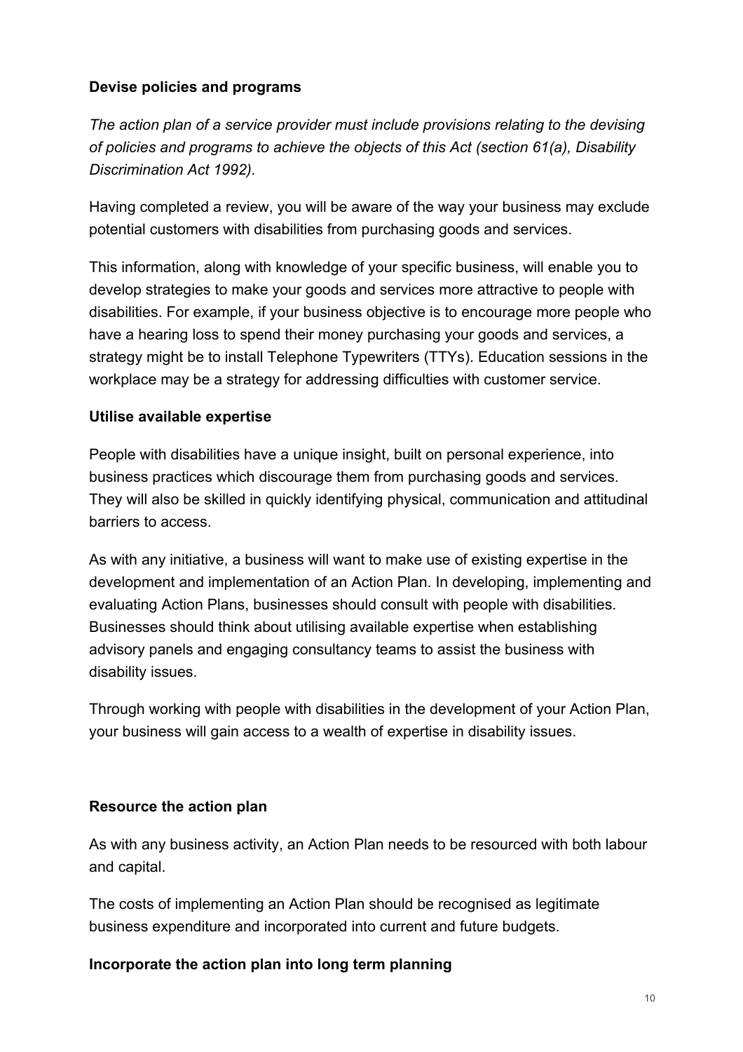**Devise policies and programs**

*The action plan of a service provider must include provisions relating to the devising of policies and programs to achieve the objects of this Act (section 61(a), Disability Discrimination Act 1992).*

Having completed a review, you will be aware of the way your business may exclude potential customers with disabilities from purchasing goods and services.

This information, along with knowledge of your specific business, will enable you to develop strategies to make your goods and services more attractive to people with disabilities. For example, if your business objective is to encourage more people who have a hearing loss to spend their money purchasing your goods and services, a strategy might be to install Telephone Typewriters (TTYs). Education sessions in the workplace may be a strategy for addressing difficulties with customer service.

**Utilise available expertise**

People with disabilities have a unique insight, built on personal experience, into business practices which discourage them from purchasing goods and services. They will also be skilled in quickly identifying physical, communication and attitudinal barriers to access.

As with any initiative, a business will want to make use of existing expertise in the development and implementation of an Action Plan. In developing, implementing and evaluating Action Plans, businesses should consult with people with disabilities. Businesses should think about utilising available expertise when establishing advisory panels and engaging consultancy teams to assist the business with disability issues.

Through working with people with disabilities in the development of your Action Plan, your business will gain access to a wealth of expertise in disability issues.

**Resource the action plan**

As with any business activity, an Action Plan needs to be resourced with both labour and capital.

The costs of implementing an Action Plan should be recognised as legitimate business expenditure and incorporated into current and future budgets.

**Incorporate the action plan into long term planning**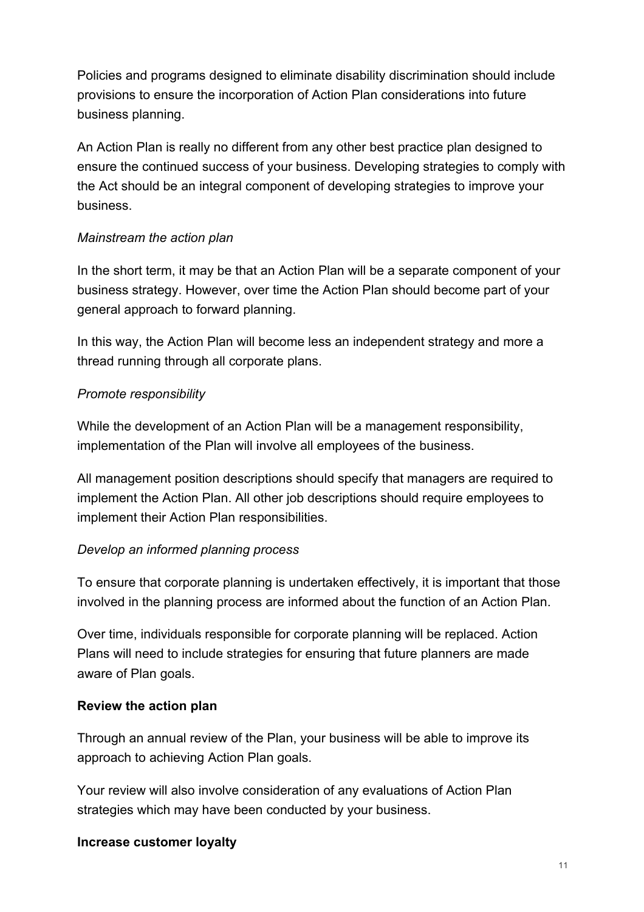Policies and programs designed to eliminate disability discrimination should include provisions to ensure the incorporation of Action Plan considerations into future business planning.

An Action Plan is really no different from any other best practice plan designed to ensure the continued success of your business. Developing strategies to comply with the Act should be an integral component of developing strategies to improve your business.

*Mainstream the action plan*

In the short term, it may be that an Action Plan will be a separate component of your business strategy. However, over time the Action Plan should become part of your general approach to forward planning.

In this way, the Action Plan will become less an independent strategy and more a thread running through all corporate plans.

*Promote responsibility*

While the development of an Action Plan will be a management responsibility, implementation of the Plan will involve all employees of the business.

All management position descriptions should specify that managers are required to implement the Action Plan. All other job descriptions should require employees to implement their Action Plan responsibilities.

*Develop an informed planning process*

To ensure that corporate planning is undertaken effectively, it is important that those involved in the planning process are informed about the function of an Action Plan.

Over time, individuals responsible for corporate planning will be replaced. Action Plans will need to include strategies for ensuring that future planners are made aware of Plan goals.

**Review the action plan**

Through an annual review of the Plan, your business will be able to improve its approach to achieving Action Plan goals.

Your review will also involve consideration of any evaluations of Action Plan strategies which may have been conducted by your business.

**Increase customer loyalty**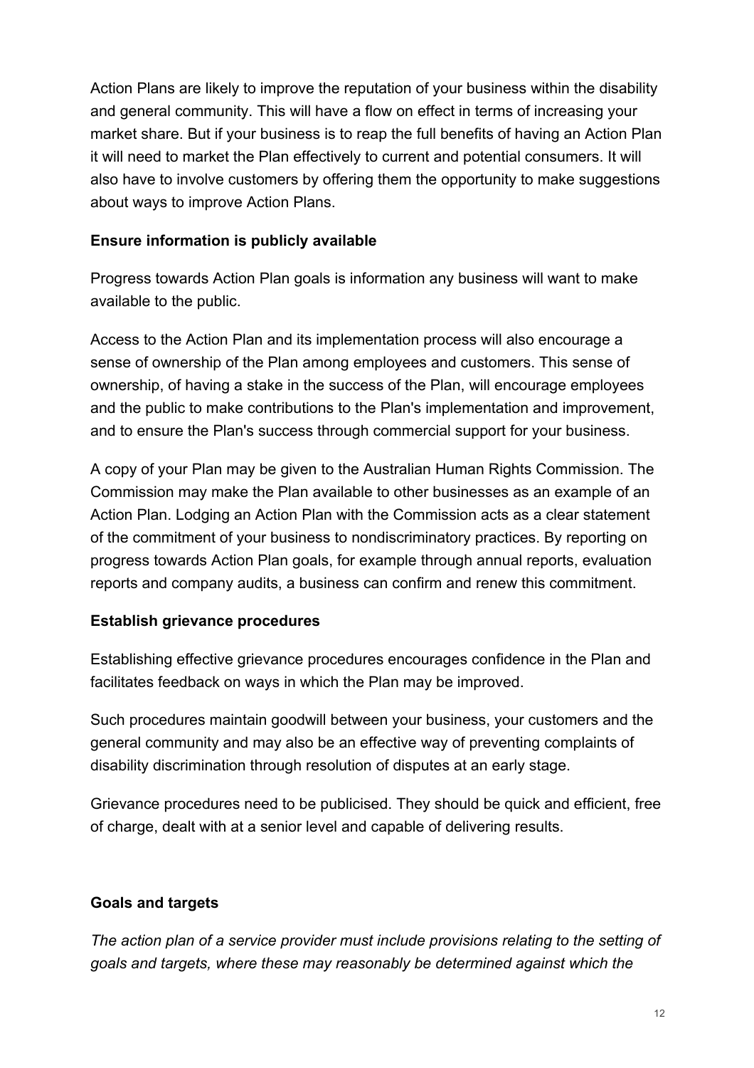Action Plans are likely to improve the reputation of your business within the disability and general community. This will have a flow on effect in terms of increasing your market share. But if your business is to reap the full benefits of having an Action Plan it will need to market the Plan effectively to current and potential consumers. It will also have to involve customers by offering them the opportunity to make suggestions about ways to improve Action Plans.

**Ensure information is publicly available**

Progress towards Action Plan goals is information any business will want to make available to the public.

Access to the Action Plan and its implementation process will also encourage a sense of ownership of the Plan among employees and customers. This sense of ownership, of having a stake in the success of the Plan, will encourage employees and the public to make contributions to the Plan's implementation and improvement, and to ensure the Plan's success through commercial support for your business.

A copy of your Plan may be given to the Australian Human Rights Commission. The Commission may make the Plan available to other businesses as an example of an Action Plan. Lodging an Action Plan with the Commission acts as a clear statement of the commitment of your business to nondiscriminatory practices. By reporting on progress towards Action Plan goals, for example through annual reports, evaluation reports and company audits, a business can confirm and renew this commitment.

**Establish grievance procedures**

Establishing effective grievance procedures encourages confidence in the Plan and facilitates feedback on ways in which the Plan may be improved.

Such procedures maintain goodwill between your business, your customers and the general community and may also be an effective way of preventing complaints of disability discrimination through resolution of disputes at an early stage.

Grievance procedures need to be publicised. They should be quick and efficient, free of charge, dealt with at a senior level and capable of delivering results.

**Goals and targets**

*The action plan of a service provider must include provisions relating to the setting of goals and targets, where these may reasonably be determined against which the*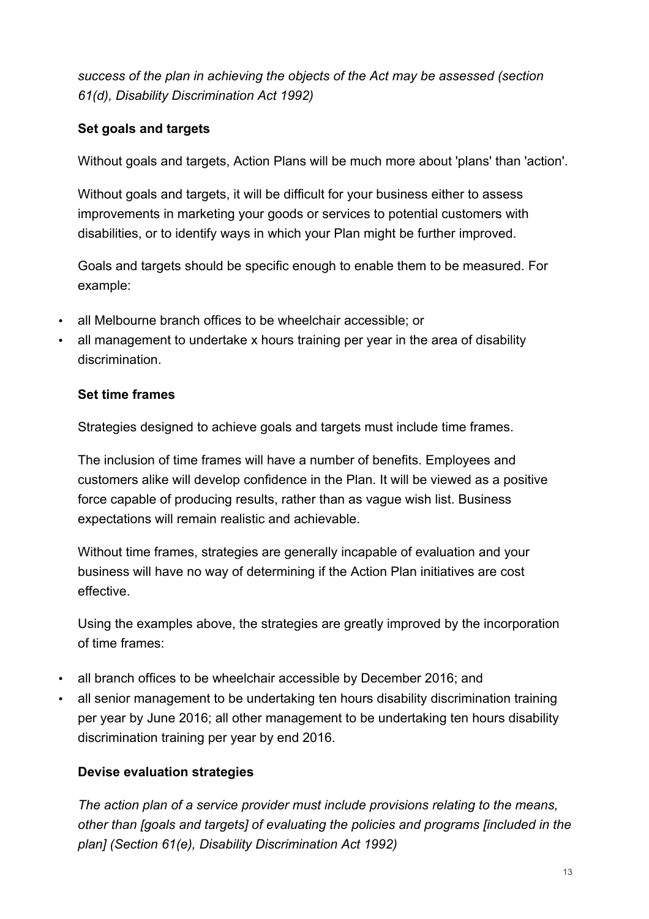*success of the plan in achieving the objects of the Act may be assessed (section 61(d), Disability Discrimination Act 1992)*

**Set goals and targets**

Without goals and targets, Action Plans will be much more about 'plans' than 'action'.

Without goals and targets, it will be difficult for your business either to assess improvements in marketing your goods or services to potential customers with disabilities, or to identify ways in which your Plan might be further improved.

Goals and targets should be specific enough to enable them to be measured. For example:

- all Melbourne branch offices to be wheelchair accessible; or
- all management to undertake x hours training per year in the area of disability discrimination.

**Set time frames**

Strategies designed to achieve goals and targets must include time frames.

The inclusion of time frames will have a number of benefits. Employees and customers alike will develop confidence in the Plan. It will be viewed as a positive force capable of producing results, rather than as vague wish list. Business expectations will remain realistic and achievable.

Without time frames, strategies are generally incapable of evaluation and your business will have no way of determining if the Action Plan initiatives are cost effective.

Using the examples above, the strategies are greatly improved by the incorporation of time frames:

- all branch offices to be wheelchair accessible by December 2016; and
- all senior management to be undertaking ten hours disability discrimination training per year by June 2016; all other management to be undertaking ten hours disability discrimination training per year by end 2016.

**Devise evaluation strategies**

*The action plan of a service provider must include provisions relating to the means, other than [goals and targets] of evaluating the policies and programs [included in the plan] (Section 61(e), Disability Discrimination Act 1992)*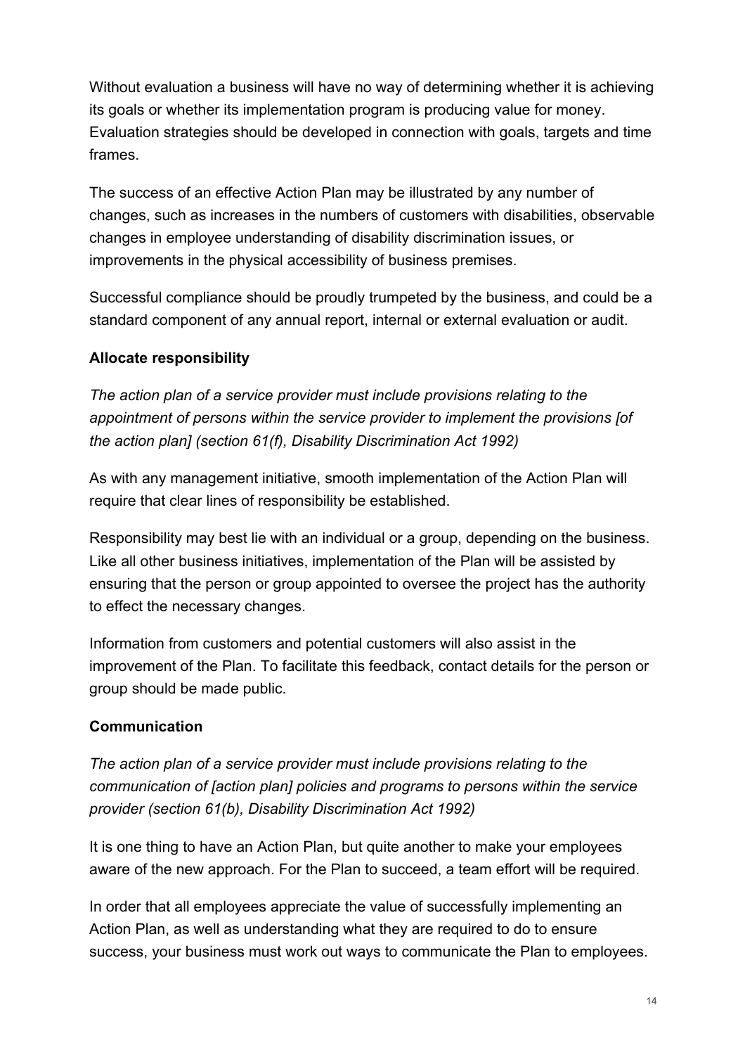Without evaluation a business will have no way of determining whether it is achieving its goals or whether its implementation program is producing value for money. Evaluation strategies should be developed in connection with goals, targets and time frames.

The success of an effective Action Plan may be illustrated by any number of changes, such as increases in the numbers of customers with disabilities, observable changes in employee understanding of disability discrimination issues, or improvements in the physical accessibility of business premises.

Successful compliance should be proudly trumpeted by the business, and could be a standard component of any annual report, internal or external evaluation or audit.

### Allocate responsibility

*The action plan of a service provider must include provisions relating to the appointment of persons within the service provider to implement the provisions [of the action plan] (section 61(f), Disability Discrimination Act 1992)*

As with any management initiative, smooth implementation of the Action Plan will require that clear lines of responsibility be established.

Responsibility may best lie with an individual or a group, depending on the business. Like all other business initiatives, implementation of the Plan will be assisted by ensuring that the person or group appointed to oversee the project has the authority to effect the necessary changes.

Information from customers and potential customers will also assist in the improvement of the Plan. To facilitate this feedback, contact details for the person or group should be made public.

### Communication

*The action plan of a service provider must include provisions relating to the communication of [action plan] policies and programs to persons within the service provider (section 61(b), Disability Discrimination Act 1992)*

It is one thing to have an Action Plan, but quite another to make your employees aware of the new approach. For the Plan to succeed, a team effort will be required.

In order that all employees appreciate the value of successfully implementing an Action Plan, as well as understanding what they are required to do to ensure success, your business must work out ways to communicate the Plan to employees.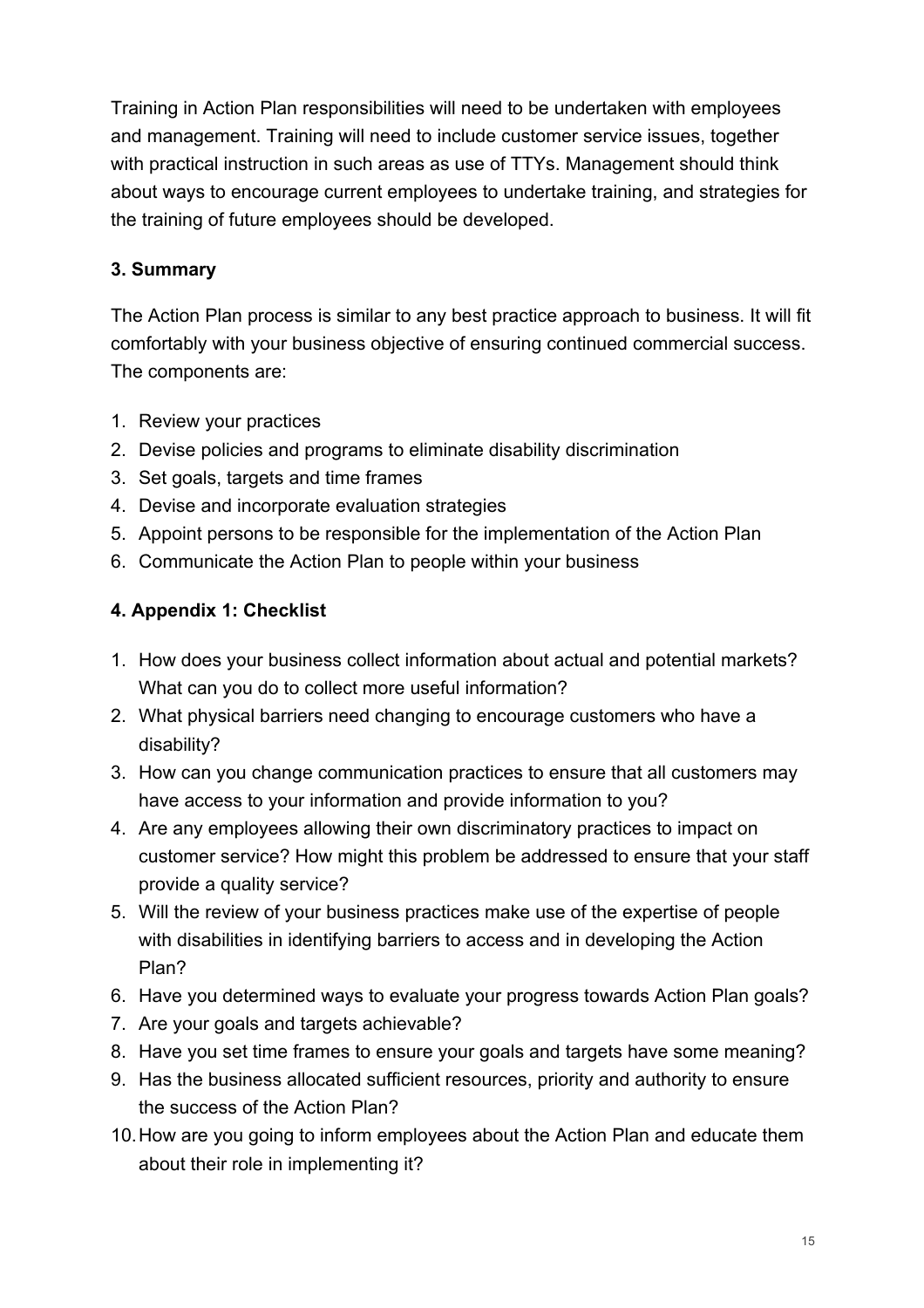Training in Action Plan responsibilities will need to be undertaken with employees and management. Training will need to include customer service issues, together with practical instruction in such areas as use of TTYs. Management should think about ways to encourage current employees to undertake training, and strategies for the training of future employees should be developed.

## 3. Summary

The Action Plan process is similar to any best practice approach to business. It will fit comfortably with your business objective of ensuring continued commercial success. The components are:

1. Review your practices
2. Devise policies and programs to eliminate disability discrimination
3. Set goals, targets and time frames
4. Devise and incorporate evaluation strategies
5. Appoint persons to be responsible for the implementation of the Action Plan
6. Communicate the Action Plan to people within your business

## 4. Appendix 1: Checklist

1. How does your business collect information about actual and potential markets? What can you do to collect more useful information?
2. What physical barriers need changing to encourage customers who have a disability?
3. How can you change communication practices to ensure that all customers may have access to your information and provide information to you?
4. Are any employees allowing their own discriminatory practices to impact on customer service? How might this problem be addressed to ensure that your staff provide a quality service?
5. Will the review of your business practices make use of the expertise of people with disabilities in identifying barriers to access and in developing the Action Plan?
6. Have you determined ways to evaluate your progress towards Action Plan goals?
7. Are your goals and targets achievable?
8. Have you set time frames to ensure your goals and targets have some meaning?
9. Has the business allocated sufficient resources, priority and authority to ensure the success of the Action Plan?
10. How are you going to inform employees about the Action Plan and educate them about their role in implementing it?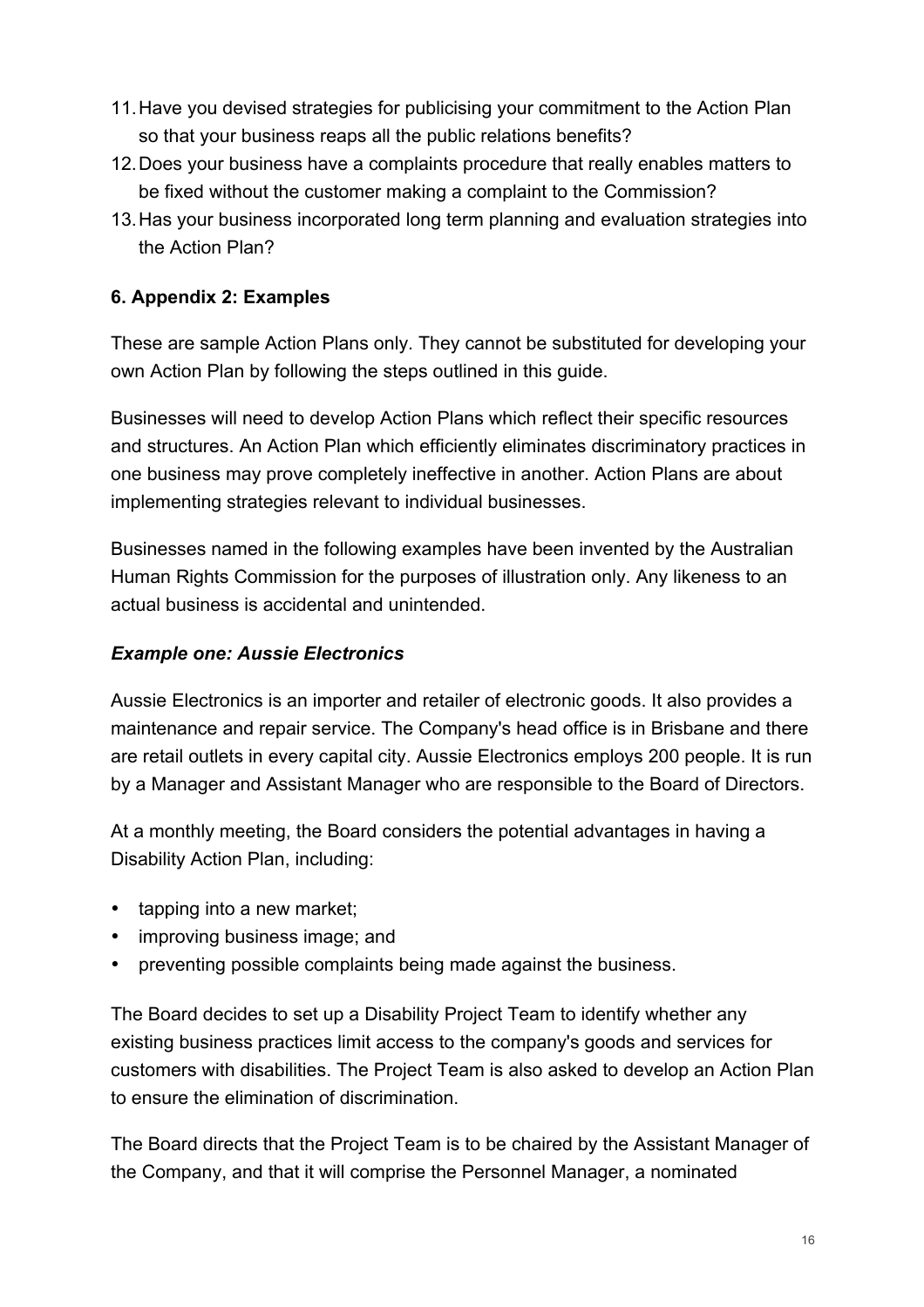11. Have you devised strategies for publicising your commitment to the Action Plan so that your business reaps all the public relations benefits?
12. Does your business have a complaints procedure that really enables matters to be fixed without the customer making a complaint to the Commission?
13. Has your business incorporated long term planning and evaluation strategies into the Action Plan?

## 6. Appendix 2: Examples

These are sample Action Plans only. They cannot be substituted for developing your own Action Plan by following the steps outlined in this guide.

Businesses will need to develop Action Plans which reflect their specific resources and structures. An Action Plan which efficiently eliminates discriminatory practices in one business may prove completely ineffective in another. Action Plans are about implementing strategies relevant to individual businesses.

Businesses named in the following examples have been invented by the Australian Human Rights Commission for the purposes of illustration only. Any likeness to an actual business is accidental and unintended.

### *Example one: Aussie Electronics*

Aussie Electronics is an importer and retailer of electronic goods. It also provides a maintenance and repair service. The Company's head office is in Brisbane and there are retail outlets in every capital city. Aussie Electronics employs 200 people. It is run by a Manager and Assistant Manager who are responsible to the Board of Directors.

At a monthly meeting, the Board considers the potential advantages in having a Disability Action Plan, including:

- tapping into a new market;
- improving business image; and
- preventing possible complaints being made against the business.

The Board decides to set up a Disability Project Team to identify whether any existing business practices limit access to the company's goods and services for customers with disabilities. The Project Team is also asked to develop an Action Plan to ensure the elimination of discrimination.

The Board directs that the Project Team is to be chaired by the Assistant Manager of the Company, and that it will comprise the Personnel Manager, a nominated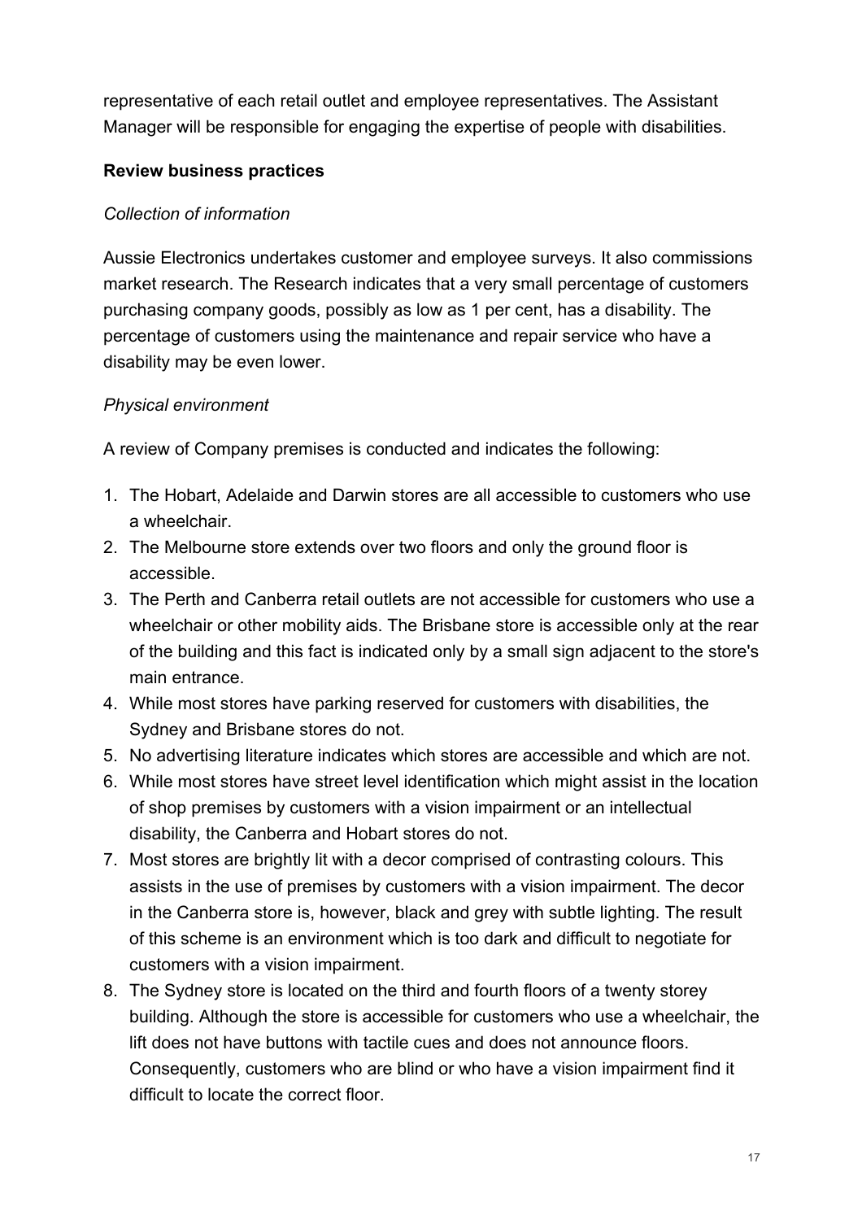representative of each retail outlet and employee representatives. The Assistant Manager will be responsible for engaging the expertise of people with disabilities.

**Review business practices**

*Collection of information*

Aussie Electronics undertakes customer and employee surveys. It also commissions market research. The Research indicates that a very small percentage of customers purchasing company goods, possibly as low as 1 per cent, has a disability. The percentage of customers using the maintenance and repair service who have a disability may be even lower.

*Physical environment*

A review of Company premises is conducted and indicates the following:

1. The Hobart, Adelaide and Darwin stores are all accessible to customers who use a wheelchair.
2. The Melbourne store extends over two floors and only the ground floor is accessible.
3. The Perth and Canberra retail outlets are not accessible for customers who use a wheelchair or other mobility aids. The Brisbane store is accessible only at the rear of the building and this fact is indicated only by a small sign adjacent to the store's main entrance.
4. While most stores have parking reserved for customers with disabilities, the Sydney and Brisbane stores do not.
5. No advertising literature indicates which stores are accessible and which are not.
6. While most stores have street level identification which might assist in the location of shop premises by customers with a vision impairment or an intellectual disability, the Canberra and Hobart stores do not.
7. Most stores are brightly lit with a decor comprised of contrasting colours. This assists in the use of premises by customers with a vision impairment. The decor in the Canberra store is, however, black and grey with subtle lighting. The result of this scheme is an environment which is too dark and difficult to negotiate for customers with a vision impairment.
8. The Sydney store is located on the third and fourth floors of a twenty storey building. Although the store is accessible for customers who use a wheelchair, the lift does not have buttons with tactile cues and does not announce floors. Consequently, customers who are blind or who have a vision impairment find it difficult to locate the correct floor.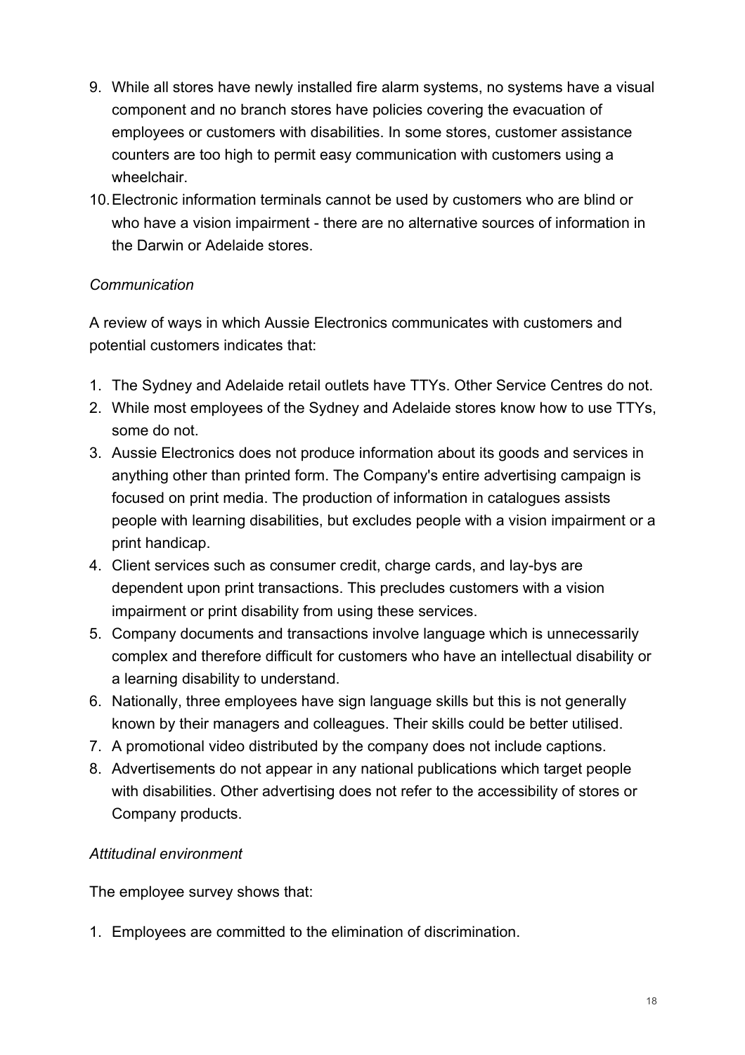9. While all stores have newly installed fire alarm systems, no systems have a visual component and no branch stores have policies covering the evacuation of employees or customers with disabilities. In some stores, customer assistance counters are too high to permit easy communication with customers using a wheelchair.
10. Electronic information terminals cannot be used by customers who are blind or who have a vision impairment - there are no alternative sources of information in the Darwin or Adelaide stores.

*Communication*

A review of ways in which Aussie Electronics communicates with customers and potential customers indicates that:

1. The Sydney and Adelaide retail outlets have TTYs. Other Service Centres do not.
2. While most employees of the Sydney and Adelaide stores know how to use TTYs, some do not.
3. Aussie Electronics does not produce information about its goods and services in anything other than printed form. The Company's entire advertising campaign is focused on print media. The production of information in catalogues assists people with learning disabilities, but excludes people with a vision impairment or a print handicap.
4. Client services such as consumer credit, charge cards, and lay-bys are dependent upon print transactions. This precludes customers with a vision impairment or print disability from using these services.
5. Company documents and transactions involve language which is unnecessarily complex and therefore difficult for customers who have an intellectual disability or a learning disability to understand.
6. Nationally, three employees have sign language skills but this is not generally known by their managers and colleagues. Their skills could be better utilised.
7. A promotional video distributed by the company does not include captions.
8. Advertisements do not appear in any national publications which target people with disabilities. Other advertising does not refer to the accessibility of stores or Company products.

*Attitudinal environment*

The employee survey shows that:

1. Employees are committed to the elimination of discrimination.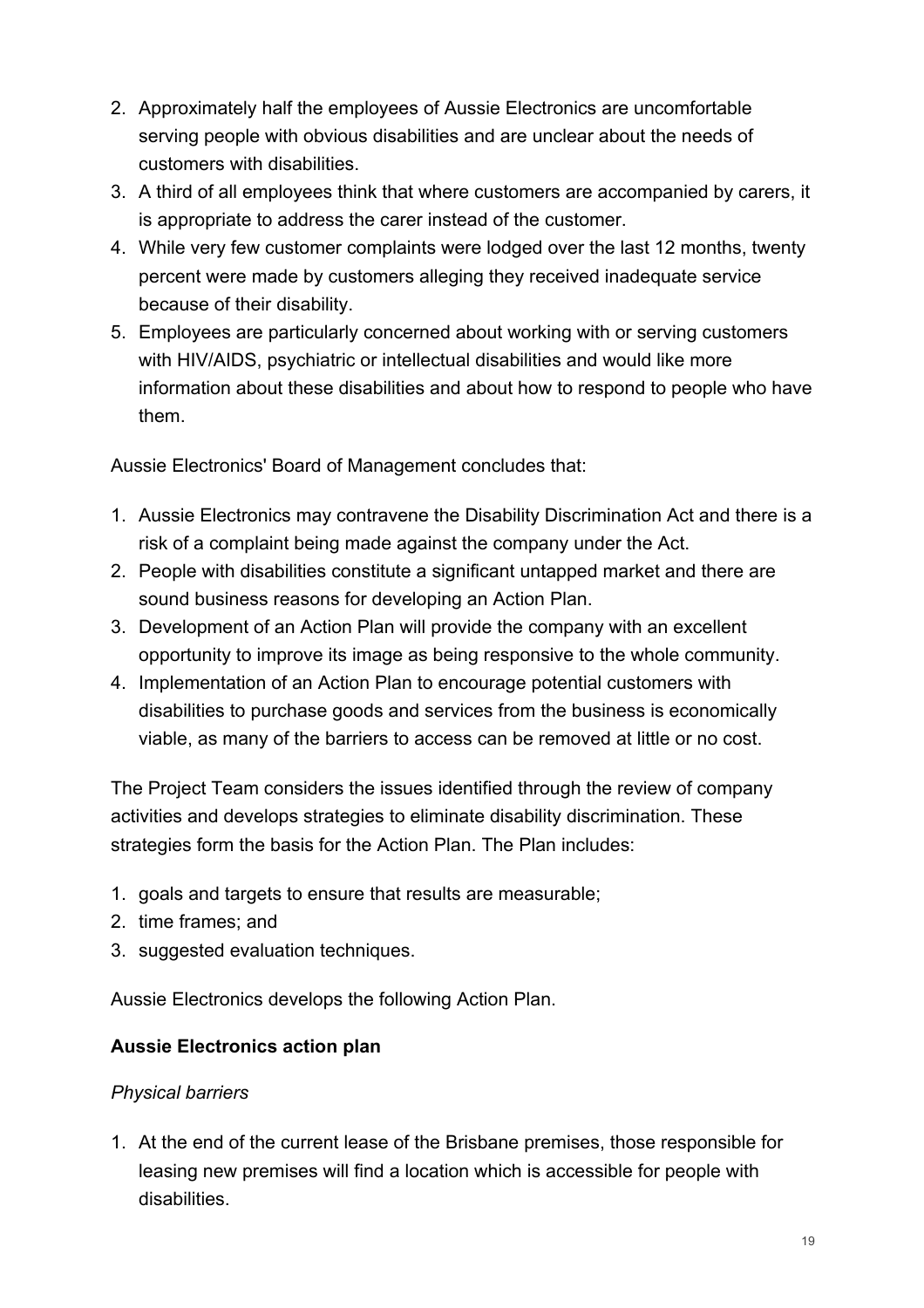2. Approximately half the employees of Aussie Electronics are uncomfortable serving people with obvious disabilities and are unclear about the needs of customers with disabilities.
3. A third of all employees think that where customers are accompanied by carers, it is appropriate to address the carer instead of the customer.
4. While very few customer complaints were lodged over the last 12 months, twenty percent were made by customers alleging they received inadequate service because of their disability.
5. Employees are particularly concerned about working with or serving customers with HIV/AIDS, psychiatric or intellectual disabilities and would like more information about these disabilities and about how to respond to people who have them.

Aussie Electronics' Board of Management concludes that:

1. Aussie Electronics may contravene the Disability Discrimination Act and there is a risk of a complaint being made against the company under the Act.
2. People with disabilities constitute a significant untapped market and there are sound business reasons for developing an Action Plan.
3. Development of an Action Plan will provide the company with an excellent opportunity to improve its image as being responsive to the whole community.
4. Implementation of an Action Plan to encourage potential customers with disabilities to purchase goods and services from the business is economically viable, as many of the barriers to access can be removed at little or no cost.

The Project Team considers the issues identified through the review of company activities and develops strategies to eliminate disability discrimination. These strategies form the basis for the Action Plan. The Plan includes:

1. goals and targets to ensure that results are measurable;
2. time frames; and
3. suggested evaluation techniques.

Aussie Electronics develops the following Action Plan.

**Aussie Electronics action plan**

*Physical barriers*

1. At the end of the current lease of the Brisbane premises, those responsible for leasing new premises will find a location which is accessible for people with disabilities.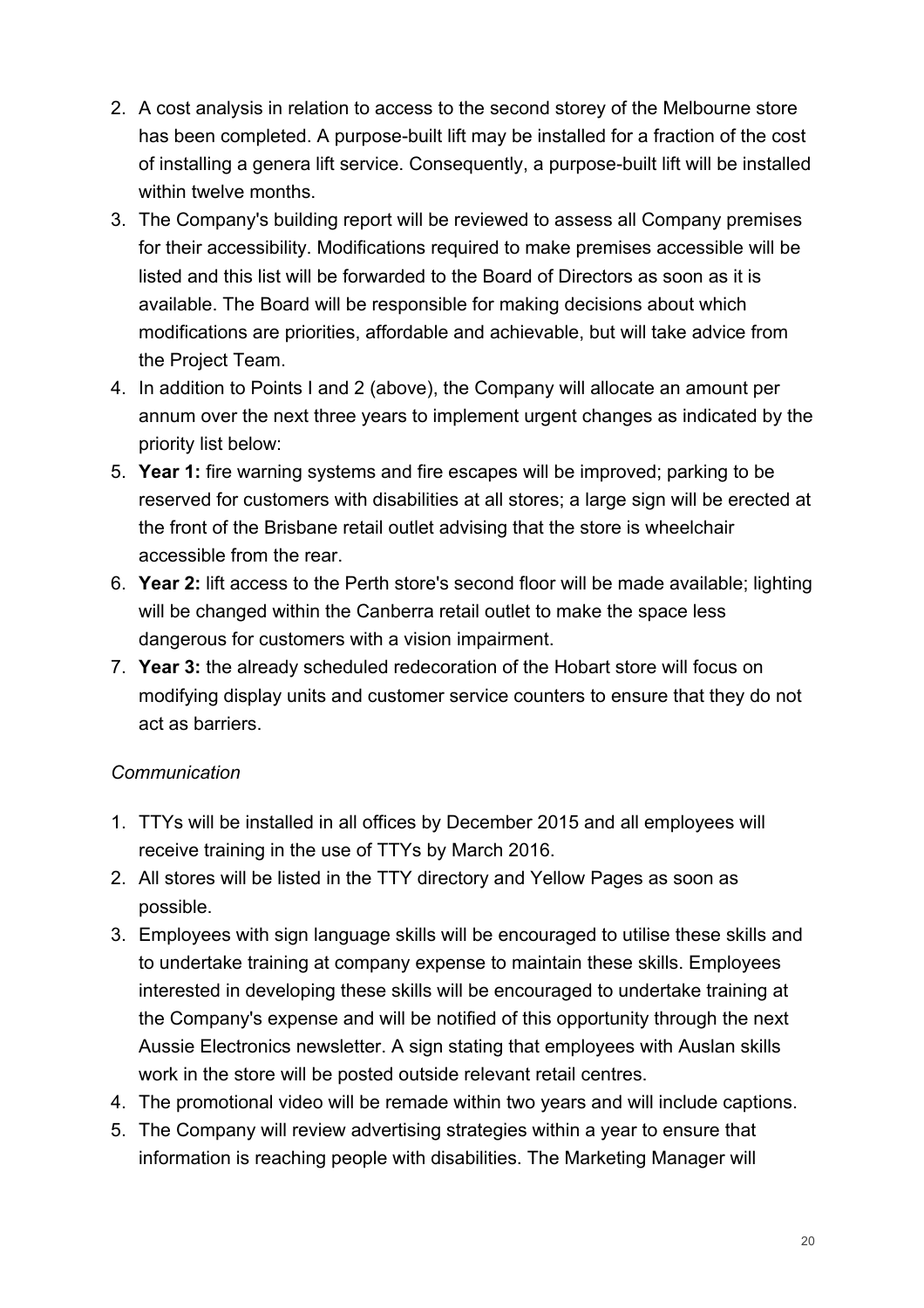2. A cost analysis in relation to access to the second storey of the Melbourne store has been completed. A purpose-built lift may be installed for a fraction of the cost of installing a genera lift service. Consequently, a purpose-built lift will be installed within twelve months.
3. The Company's building report will be reviewed to assess all Company premises for their accessibility. Modifications required to make premises accessible will be listed and this list will be forwarded to the Board of Directors as soon as it is available. The Board will be responsible for making decisions about which modifications are priorities, affordable and achievable, but will take advice from the Project Team.
4. In addition to Points I and 2 (above), the Company will allocate an amount per annum over the next three years to implement urgent changes as indicated by the priority list below:
5. **Year 1:** fire warning systems and fire escapes will be improved; parking to be reserved for customers with disabilities at all stores; a large sign will be erected at the front of the Brisbane retail outlet advising that the store is wheelchair accessible from the rear.
6. **Year 2:** lift access to the Perth store's second floor will be made available; lighting will be changed within the Canberra retail outlet to make the space less dangerous for customers with a vision impairment.
7. **Year 3:** the already scheduled redecoration of the Hobart store will focus on modifying display units and customer service counters to ensure that they do not act as barriers.

*Communication*

1. TTYs will be installed in all offices by December 2015 and all employees will receive training in the use of TTYs by March 2016.
2. All stores will be listed in the TTY directory and Yellow Pages as soon as possible.
3. Employees with sign language skills will be encouraged to utilise these skills and to undertake training at company expense to maintain these skills. Employees interested in developing these skills will be encouraged to undertake training at the Company's expense and will be notified of this opportunity through the next Aussie Electronics newsletter. A sign stating that employees with Auslan skills work in the store will be posted outside relevant retail centres.
4. The promotional video will be remade within two years and will include captions.
5. The Company will review advertising strategies within a year to ensure that information is reaching people with disabilities. The Marketing Manager will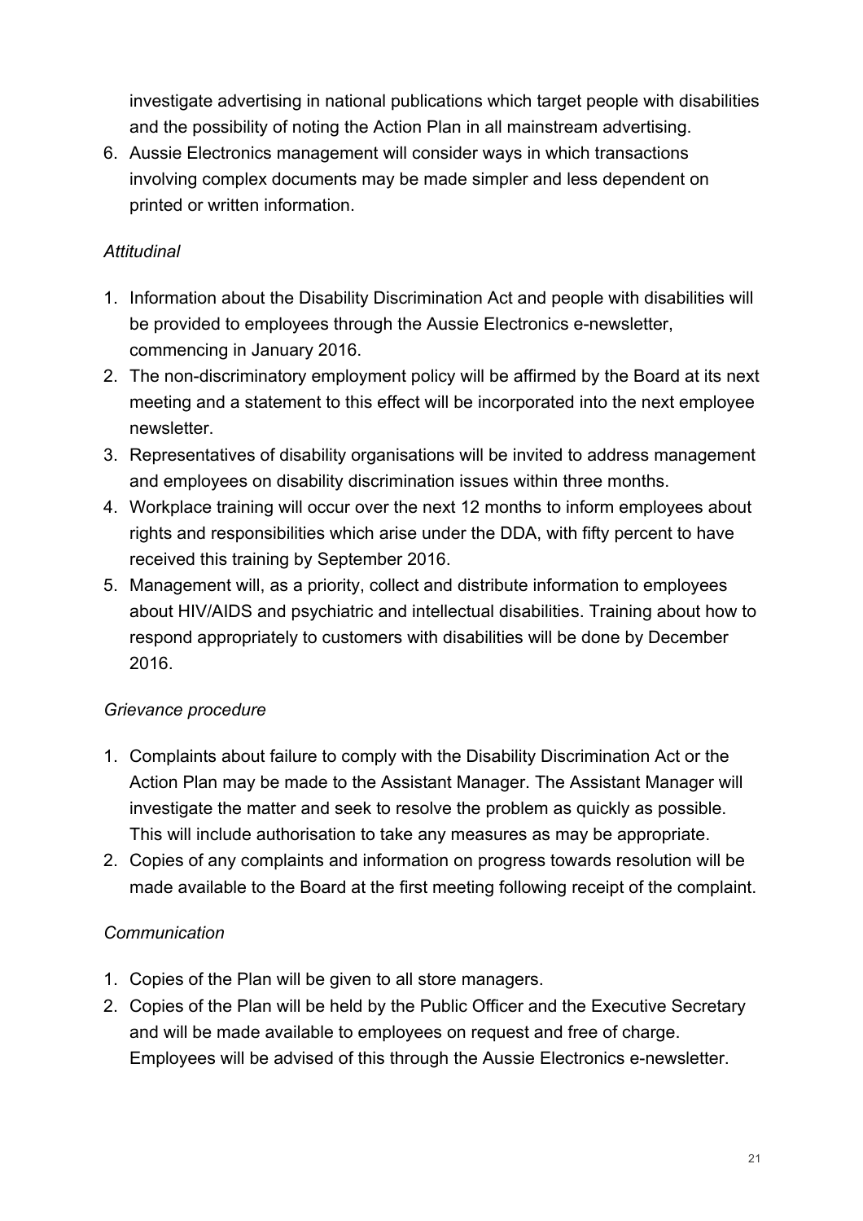investigate advertising in national publications which target people with disabilities and the possibility of noting the Action Plan in all mainstream advertising.

6. Aussie Electronics management will consider ways in which transactions involving complex documents may be made simpler and less dependent on printed or written information.

*Attitudinal*

1. Information about the Disability Discrimination Act and people with disabilities will be provided to employees through the Aussie Electronics e-newsletter, commencing in January 2016.
2. The non-discriminatory employment policy will be affirmed by the Board at its next meeting and a statement to this effect will be incorporated into the next employee newsletter.
3. Representatives of disability organisations will be invited to address management and employees on disability discrimination issues within three months.
4. Workplace training will occur over the next 12 months to inform employees about rights and responsibilities which arise under the DDA, with fifty percent to have received this training by September 2016.
5. Management will, as a priority, collect and distribute information to employees about HIV/AIDS and psychiatric and intellectual disabilities. Training about how to respond appropriately to customers with disabilities will be done by December 2016.

*Grievance procedure*

1. Complaints about failure to comply with the Disability Discrimination Act or the Action Plan may be made to the Assistant Manager. The Assistant Manager will investigate the matter and seek to resolve the problem as quickly as possible. This will include authorisation to take any measures as may be appropriate.
2. Copies of any complaints and information on progress towards resolution will be made available to the Board at the first meeting following receipt of the complaint.

*Communication*

1. Copies of the Plan will be given to all store managers.
2. Copies of the Plan will be held by the Public Officer and the Executive Secretary and will be made available to employees on request and free of charge. Employees will be advised of this through the Aussie Electronics e-newsletter.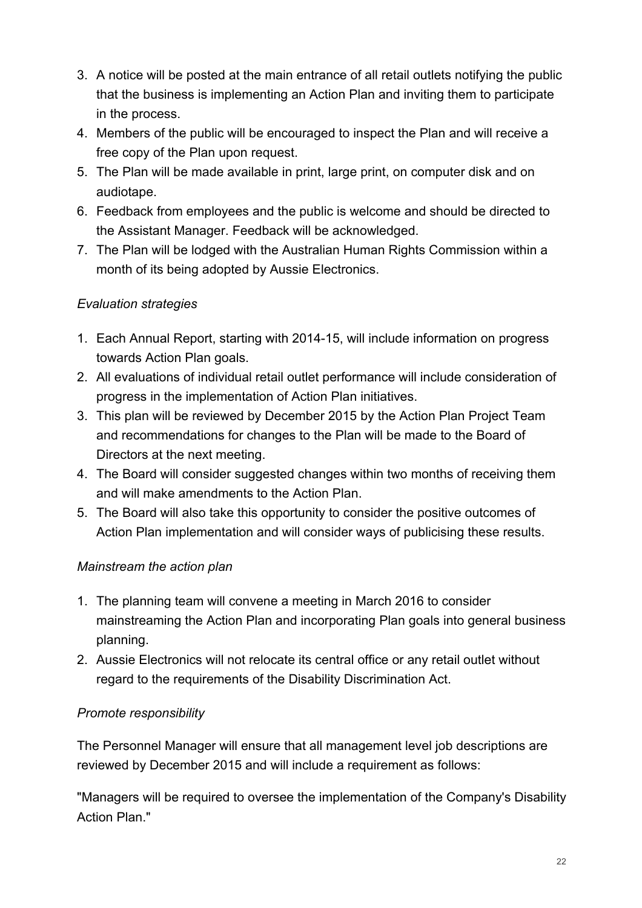3. A notice will be posted at the main entrance of all retail outlets notifying the public that the business is implementing an Action Plan and inviting them to participate in the process.
4. Members of the public will be encouraged to inspect the Plan and will receive a free copy of the Plan upon request.
5. The Plan will be made available in print, large print, on computer disk and on audiotape.
6. Feedback from employees and the public is welcome and should be directed to the Assistant Manager. Feedback will be acknowledged.
7. The Plan will be lodged with the Australian Human Rights Commission within a month of its being adopted by Aussie Electronics.

*Evaluation strategies*

1. Each Annual Report, starting with 2014-15, will include information on progress towards Action Plan goals.
2. All evaluations of individual retail outlet performance will include consideration of progress in the implementation of Action Plan initiatives.
3. This plan will be reviewed by December 2015 by the Action Plan Project Team and recommendations for changes to the Plan will be made to the Board of Directors at the next meeting.
4. The Board will consider suggested changes within two months of receiving them and will make amendments to the Action Plan.
5. The Board will also take this opportunity to consider the positive outcomes of Action Plan implementation and will consider ways of publicising these results.

*Mainstream the action plan*

1. The planning team will convene a meeting in March 2016 to consider mainstreaming the Action Plan and incorporating Plan goals into general business planning.
2. Aussie Electronics will not relocate its central office or any retail outlet without regard to the requirements of the Disability Discrimination Act.

*Promote responsibility*

The Personnel Manager will ensure that all management level job descriptions are reviewed by December 2015 and will include a requirement as follows:

"Managers will be required to oversee the implementation of the Company's Disability Action Plan."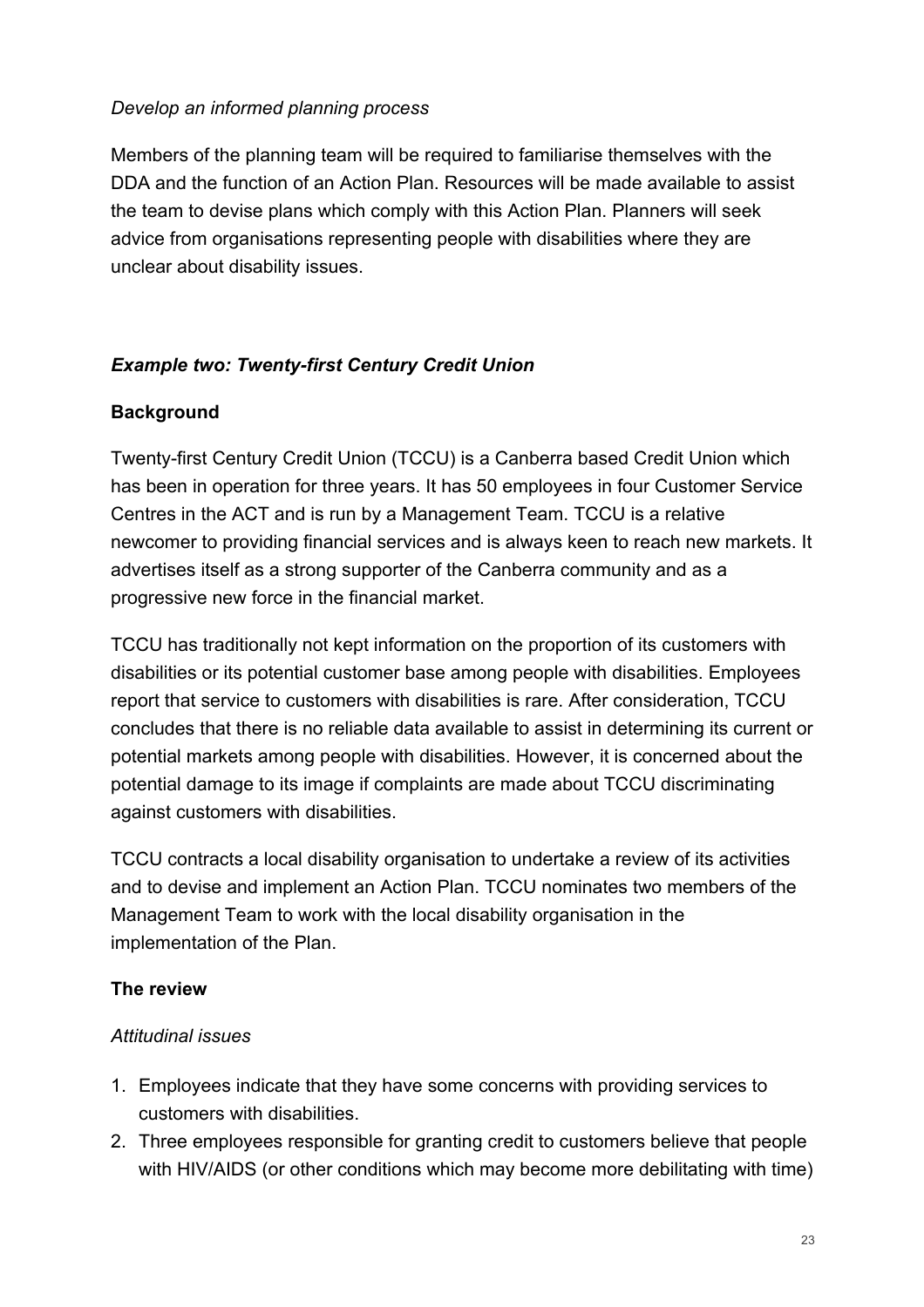*Develop an informed planning process*

Members of the planning team will be required to familiarise themselves with the DDA and the function of an Action Plan. Resources will be made available to assist the team to devise plans which comply with this Action Plan. Planners will seek advice from organisations representing people with disabilities where they are unclear about disability issues.

***Example two: Twenty-first Century Credit Union***

**Background**

Twenty-first Century Credit Union (TCCU) is a Canberra based Credit Union which has been in operation for three years. It has 50 employees in four Customer Service Centres in the ACT and is run by a Management Team. TCCU is a relative newcomer to providing financial services and is always keen to reach new markets. It advertises itself as a strong supporter of the Canberra community and as a progressive new force in the financial market.

TCCU has traditionally not kept information on the proportion of its customers with disabilities or its potential customer base among people with disabilities. Employees report that service to customers with disabilities is rare. After consideration, TCCU concludes that there is no reliable data available to assist in determining its current or potential markets among people with disabilities. However, it is concerned about the potential damage to its image if complaints are made about TCCU discriminating against customers with disabilities.

TCCU contracts a local disability organisation to undertake a review of its activities and to devise and implement an Action Plan. TCCU nominates two members of the Management Team to work with the local disability organisation in the implementation of the Plan.

**The review**

*Attitudinal issues*

1. Employees indicate that they have some concerns with providing services to customers with disabilities.
2. Three employees responsible for granting credit to customers believe that people with HIV/AIDS (or other conditions which may become more debilitating with time)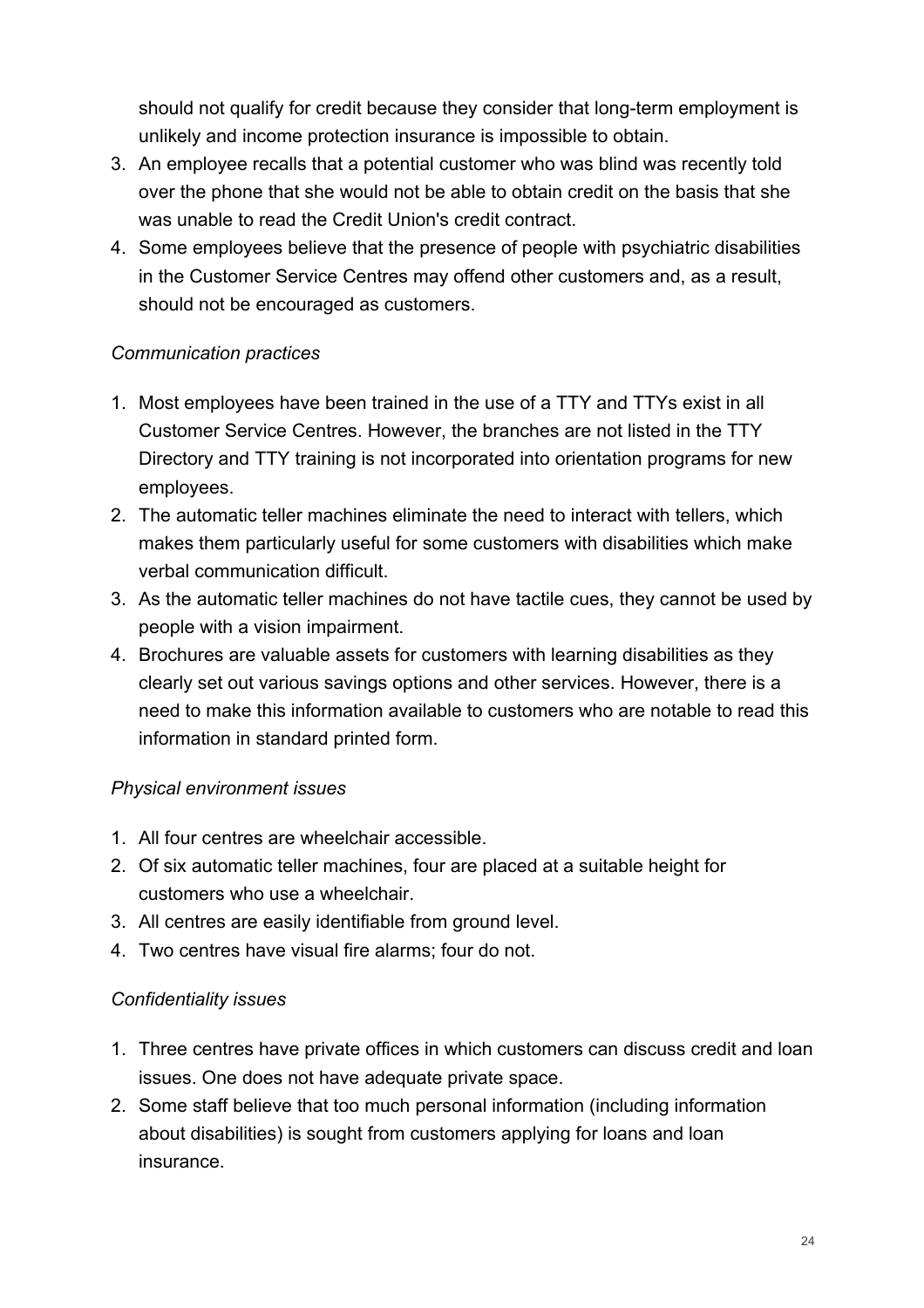should not qualify for credit because they consider that long-term employment is unlikely and income protection insurance is impossible to obtain.

3. An employee recalls that a potential customer who was blind was recently told over the phone that she would not be able to obtain credit on the basis that she was unable to read the Credit Union's credit contract.
4. Some employees believe that the presence of people with psychiatric disabilities in the Customer Service Centres may offend other customers and, as a result, should not be encouraged as customers.

*Communication practices*

1. Most employees have been trained in the use of a TTY and TTYs exist in all Customer Service Centres. However, the branches are not listed in the TTY Directory and TTY training is not incorporated into orientation programs for new employees.
2. The automatic teller machines eliminate the need to interact with tellers, which makes them particularly useful for some customers with disabilities which make verbal communication difficult.
3. As the automatic teller machines do not have tactile cues, they cannot be used by people with a vision impairment.
4. Brochures are valuable assets for customers with learning disabilities as they clearly set out various savings options and other services. However, there is a need to make this information available to customers who are notable to read this information in standard printed form.

*Physical environment issues*

1. All four centres are wheelchair accessible.
2. Of six automatic teller machines, four are placed at a suitable height for customers who use a wheelchair.
3. All centres are easily identifiable from ground level.
4. Two centres have visual fire alarms; four do not.

*Confidentiality issues*

1. Three centres have private offices in which customers can discuss credit and loan issues. One does not have adequate private space.
2. Some staff believe that too much personal information (including information about disabilities) is sought from customers applying for loans and loan insurance.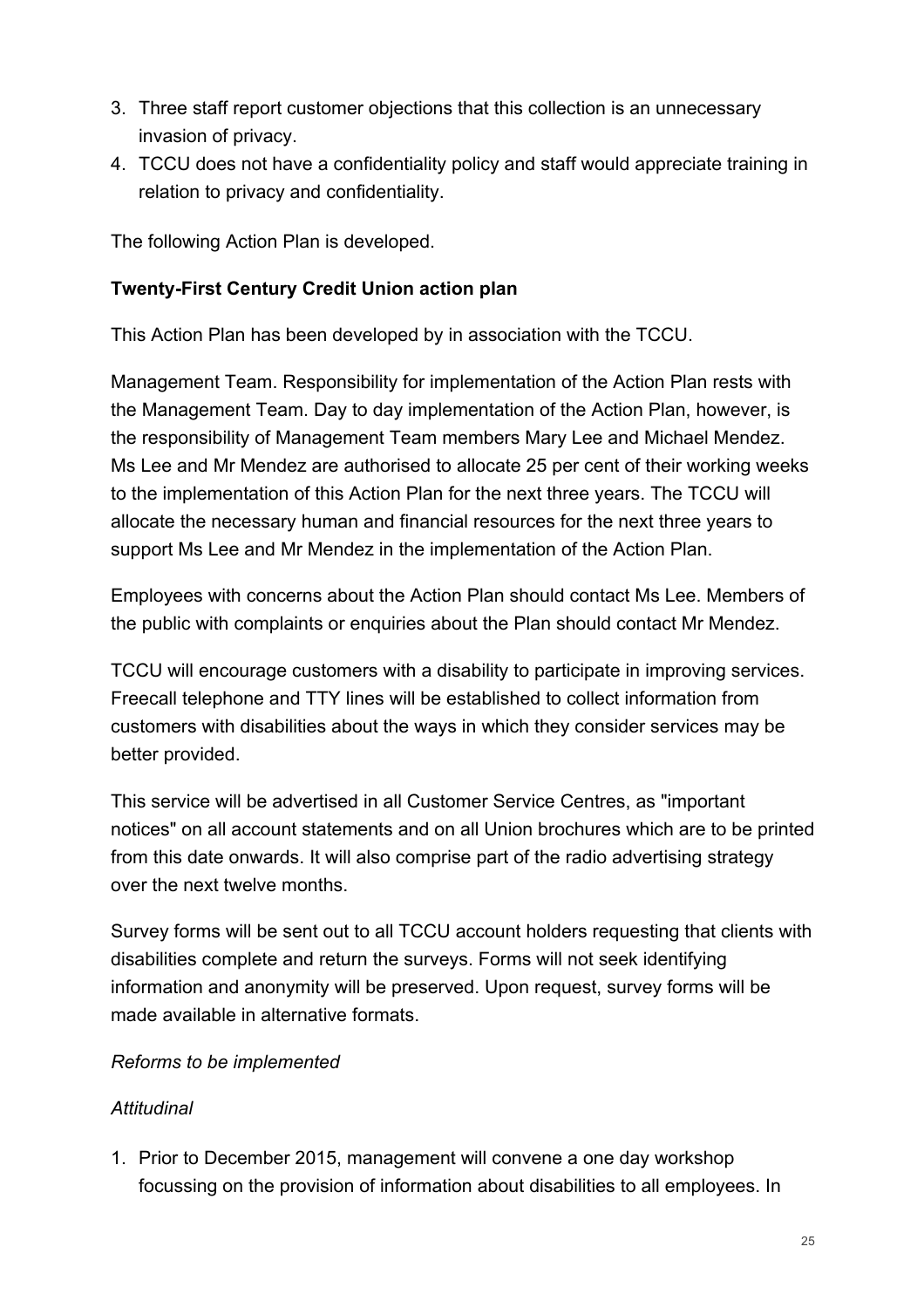3. Three staff report customer objections that this collection is an unnecessary invasion of privacy.
4. TCCU does not have a confidentiality policy and staff would appreciate training in relation to privacy and confidentiality.

The following Action Plan is developed.

**Twenty-First Century Credit Union action plan**

This Action Plan has been developed by in association with the TCCU.

Management Team. Responsibility for implementation of the Action Plan rests with the Management Team. Day to day implementation of the Action Plan, however, is the responsibility of Management Team members Mary Lee and Michael Mendez. Ms Lee and Mr Mendez are authorised to allocate 25 per cent of their working weeks to the implementation of this Action Plan for the next three years. The TCCU will allocate the necessary human and financial resources for the next three years to support Ms Lee and Mr Mendez in the implementation of the Action Plan.

Employees with concerns about the Action Plan should contact Ms Lee. Members of the public with complaints or enquiries about the Plan should contact Mr Mendez.

TCCU will encourage customers with a disability to participate in improving services. Freecall telephone and TTY lines will be established to collect information from customers with disabilities about the ways in which they consider services may be better provided.

This service will be advertised in all Customer Service Centres, as "important notices" on all account statements and on all Union brochures which are to be printed from this date onwards. It will also comprise part of the radio advertising strategy over the next twelve months.

Survey forms will be sent out to all TCCU account holders requesting that clients with disabilities complete and return the surveys. Forms will not seek identifying information and anonymity will be preserved. Upon request, survey forms will be made available in alternative formats.

*Reforms to be implemented*

*Attitudinal*

1. Prior to December 2015, management will convene a one day workshop focussing on the provision of information about disabilities to all employees. In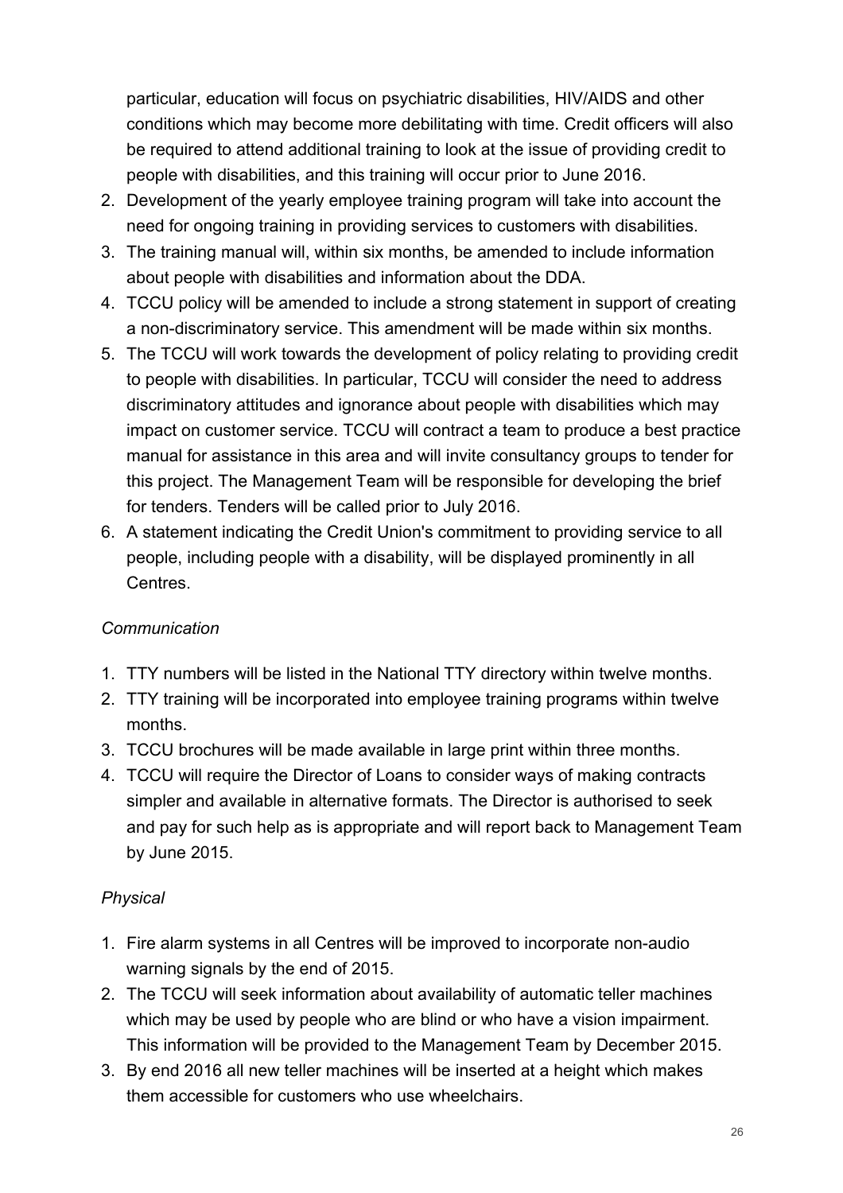particular, education will focus on psychiatric disabilities, HIV/AIDS and other conditions which may become more debilitating with time. Credit officers will also be required to attend additional training to look at the issue of providing credit to people with disabilities, and this training will occur prior to June 2016.

2. Development of the yearly employee training program will take into account the need for ongoing training in providing services to customers with disabilities.
3. The training manual will, within six months, be amended to include information about people with disabilities and information about the DDA.
4. TCCU policy will be amended to include a strong statement in support of creating a non-discriminatory service. This amendment will be made within six months.
5. The TCCU will work towards the development of policy relating to providing credit to people with disabilities. In particular, TCCU will consider the need to address discriminatory attitudes and ignorance about people with disabilities which may impact on customer service. TCCU will contract a team to produce a best practice manual for assistance in this area and will invite consultancy groups to tender for this project. The Management Team will be responsible for developing the brief for tenders. Tenders will be called prior to July 2016.
6. A statement indicating the Credit Union's commitment to providing service to all people, including people with a disability, will be displayed prominently in all Centres.

*Communication*

1. TTY numbers will be listed in the National TTY directory within twelve months.
2. TTY training will be incorporated into employee training programs within twelve months.
3. TCCU brochures will be made available in large print within three months.
4. TCCU will require the Director of Loans to consider ways of making contracts simpler and available in alternative formats. The Director is authorised to seek and pay for such help as is appropriate and will report back to Management Team by June 2015.

*Physical*

1. Fire alarm systems in all Centres will be improved to incorporate non-audio warning signals by the end of 2015.
2. The TCCU will seek information about availability of automatic teller machines which may be used by people who are blind or who have a vision impairment. This information will be provided to the Management Team by December 2015.
3. By end 2016 all new teller machines will be inserted at a height which makes them accessible for customers who use wheelchairs.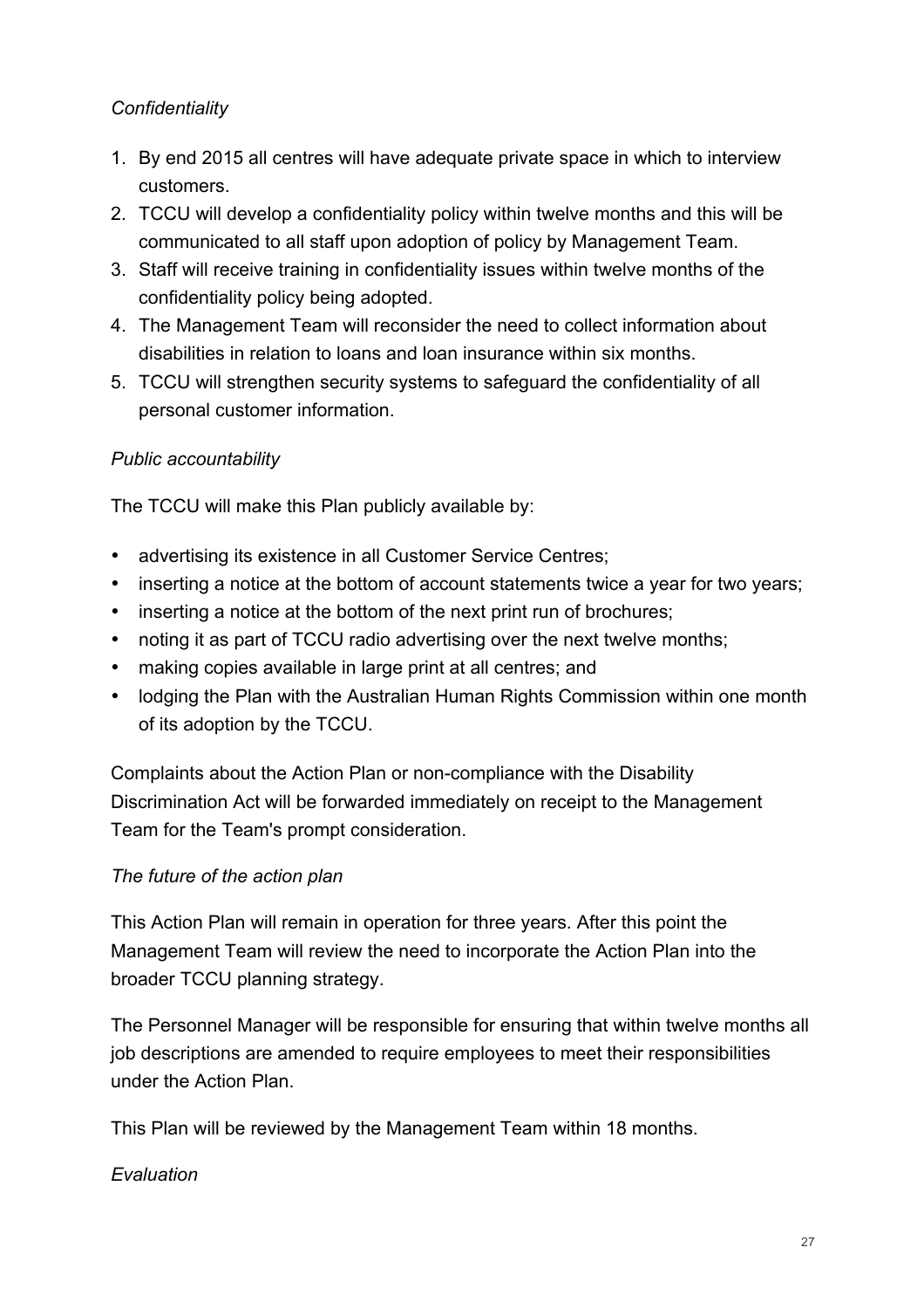*Confidentiality*

1. By end 2015 all centres will have adequate private space in which to interview customers.
2. TCCU will develop a confidentiality policy within twelve months and this will be communicated to all staff upon adoption of policy by Management Team.
3. Staff will receive training in confidentiality issues within twelve months of the confidentiality policy being adopted.
4. The Management Team will reconsider the need to collect information about disabilities in relation to loans and loan insurance within six months.
5. TCCU will strengthen security systems to safeguard the confidentiality of all personal customer information.

*Public accountability*

The TCCU will make this Plan publicly available by:

- advertising its existence in all Customer Service Centres;
- inserting a notice at the bottom of account statements twice a year for two years;
- inserting a notice at the bottom of the next print run of brochures;
- noting it as part of TCCU radio advertising over the next twelve months;
- making copies available in large print at all centres; and
- lodging the Plan with the Australian Human Rights Commission within one month of its adoption by the TCCU.

Complaints about the Action Plan or non-compliance with the Disability Discrimination Act will be forwarded immediately on receipt to the Management Team for the Team's prompt consideration.

*The future of the action plan*

This Action Plan will remain in operation for three years. After this point the Management Team will review the need to incorporate the Action Plan into the broader TCCU planning strategy.

The Personnel Manager will be responsible for ensuring that within twelve months all job descriptions are amended to require employees to meet their responsibilities under the Action Plan.

This Plan will be reviewed by the Management Team within 18 months.

*Evaluation*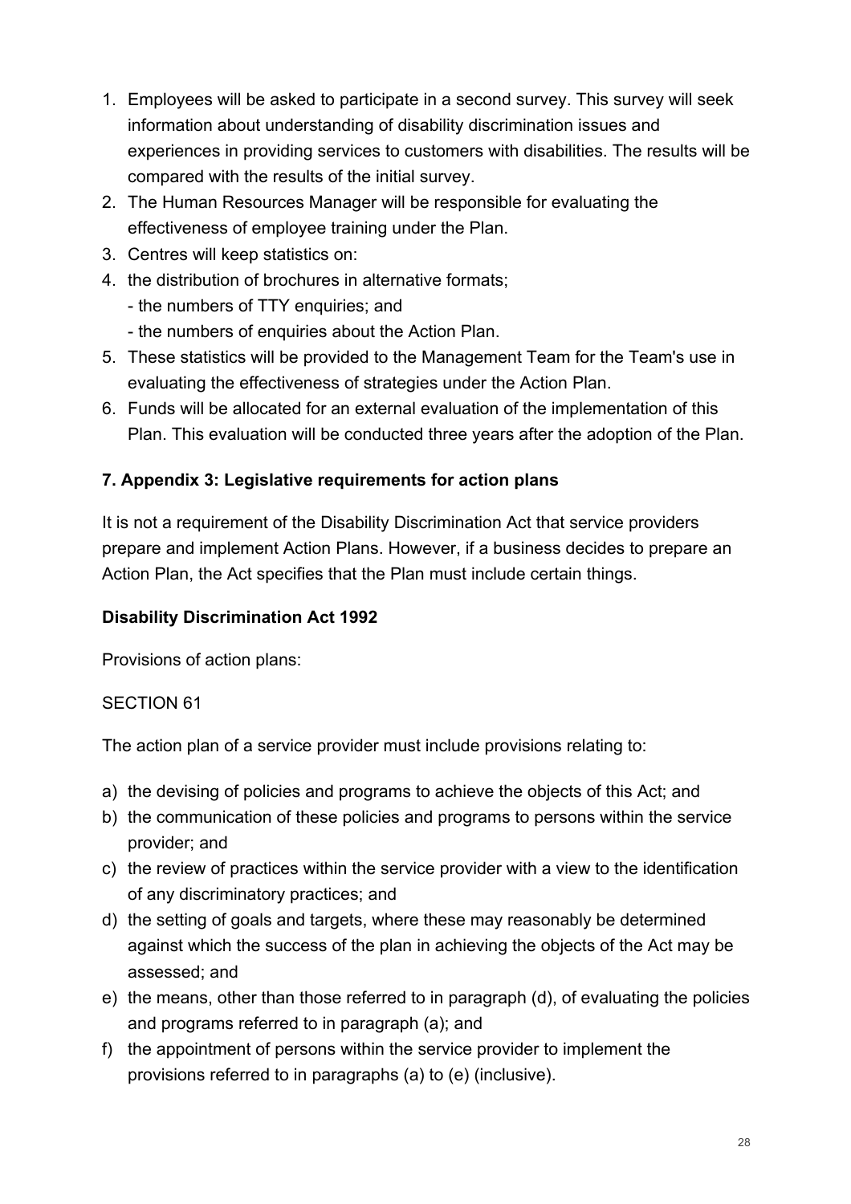1. Employees will be asked to participate in a second survey. This survey will seek information about understanding of disability discrimination issues and experiences in providing services to customers with disabilities. The results will be compared with the results of the initial survey.
2. The Human Resources Manager will be responsible for evaluating the effectiveness of employee training under the Plan.
3. Centres will keep statistics on:
4. the distribution of brochures in alternative formats;
   - the numbers of TTY enquiries; and
   - the numbers of enquiries about the Action Plan.
5. These statistics will be provided to the Management Team for the Team's use in evaluating the effectiveness of strategies under the Action Plan.
6. Funds will be allocated for an external evaluation of the implementation of this Plan. This evaluation will be conducted three years after the adoption of the Plan.

## 7. Appendix 3: Legislative requirements for action plans

It is not a requirement of the Disability Discrimination Act that service providers prepare and implement Action Plans. However, if a business decides to prepare an Action Plan, the Act specifies that the Plan must include certain things.

### Disability Discrimination Act 1992

Provisions of action plans:

SECTION 61

The action plan of a service provider must include provisions relating to:

a) the devising of policies and programs to achieve the objects of this Act; and
b) the communication of these policies and programs to persons within the service provider; and
c) the review of practices within the service provider with a view to the identification of any discriminatory practices; and
d) the setting of goals and targets, where these may reasonably be determined against which the success of the plan in achieving the objects of the Act may be assessed; and
e) the means, other than those referred to in paragraph (d), of evaluating the policies and programs referred to in paragraph (a); and
f) the appointment of persons within the service provider to implement the provisions referred to in paragraphs (a) to (e) (inclusive).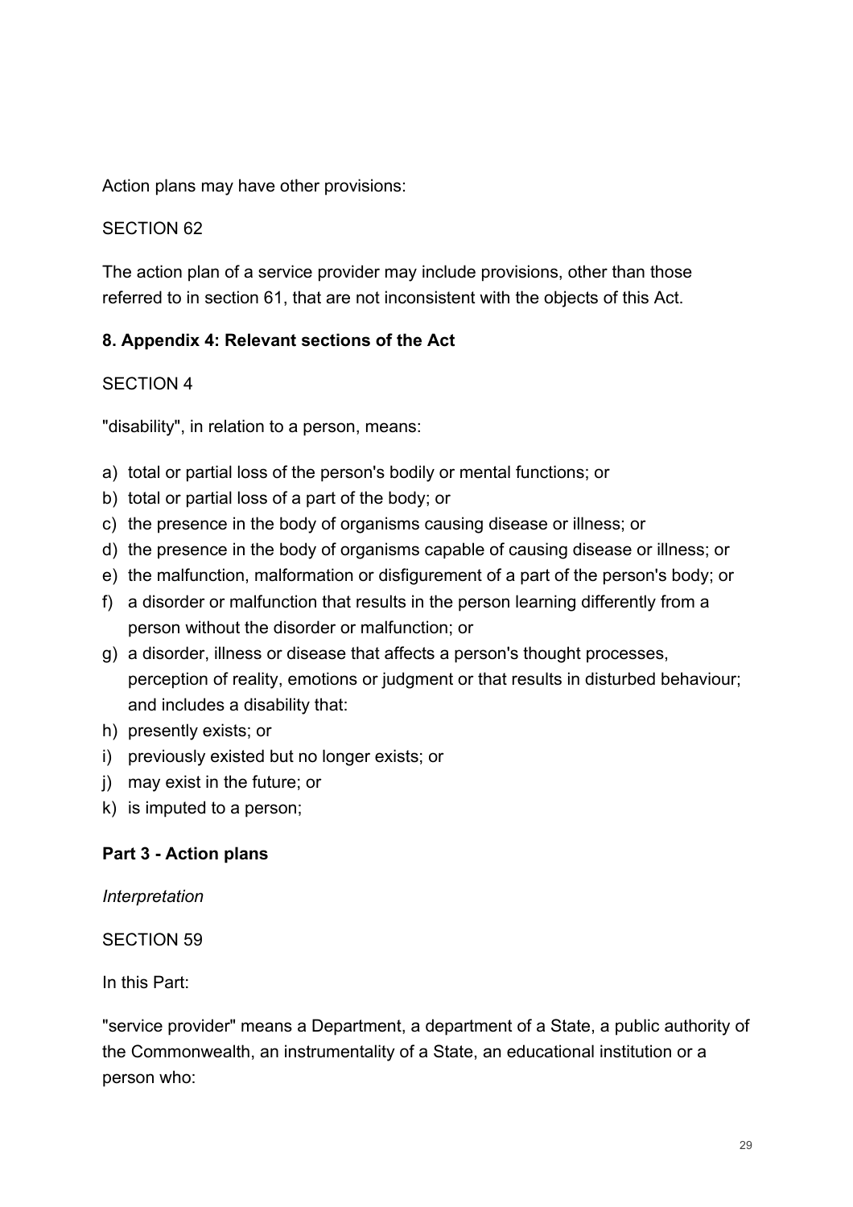Action plans may have other provisions:

SECTION 62

The action plan of a service provider may include provisions, other than those referred to in section 61, that are not inconsistent with the objects of this Act.

## 8. Appendix 4: Relevant sections of the Act

SECTION 4

"disability", in relation to a person, means:

a) total or partial loss of the person's bodily or mental functions; or
b) total or partial loss of a part of the body; or
c) the presence in the body of organisms causing disease or illness; or
d) the presence in the body of organisms capable of causing disease or illness; or
e) the malfunction, malformation or disfigurement of a part of the person's body; or
f) a disorder or malfunction that results in the person learning differently from a person without the disorder or malfunction; or
g) a disorder, illness or disease that affects a person's thought processes, perception of reality, emotions or judgment or that results in disturbed behaviour; and includes a disability that:
h) presently exists; or
i) previously existed but no longer exists; or
j) may exist in the future; or
k) is imputed to a person;

### Part 3 - Action plans

*Interpretation*

SECTION 59

In this Part:

"service provider" means a Department, a department of a State, a public authority of the Commonwealth, an instrumentality of a State, an educational institution or a person who: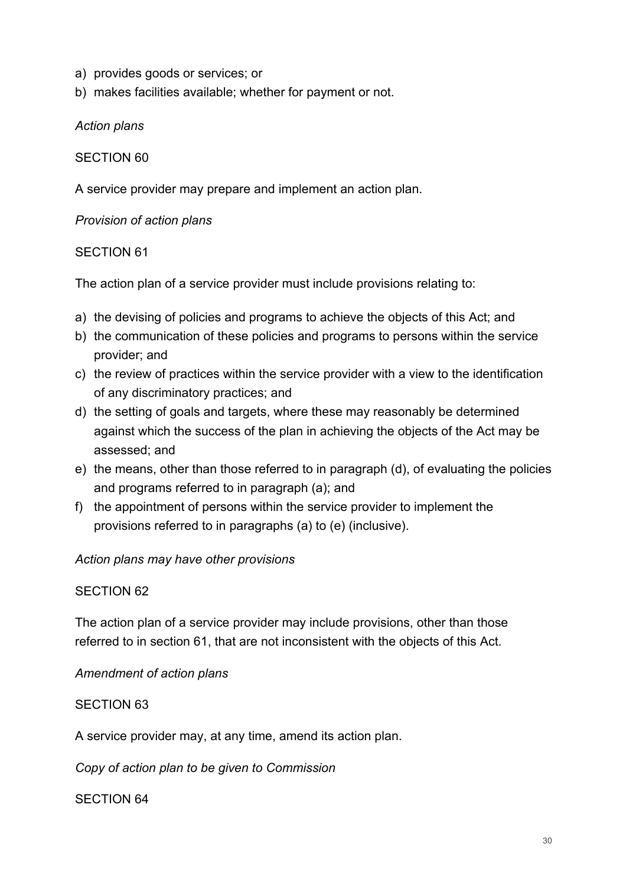a) provides goods or services; or
b) makes facilities available; whether for payment or not.

*Action plans*

SECTION 60

A service provider may prepare and implement an action plan.

*Provision of action plans*

SECTION 61

The action plan of a service provider must include provisions relating to:

a) the devising of policies and programs to achieve the objects of this Act; and
b) the communication of these policies and programs to persons within the service provider; and
c) the review of practices within the service provider with a view to the identification of any discriminatory practices; and
d) the setting of goals and targets, where these may reasonably be determined against which the success of the plan in achieving the objects of the Act may be assessed; and
e) the means, other than those referred to in paragraph (d), of evaluating the policies and programs referred to in paragraph (a); and
f) the appointment of persons within the service provider to implement the provisions referred to in paragraphs (a) to (e) (inclusive).

*Action plans may have other provisions*

SECTION 62

The action plan of a service provider may include provisions, other than those referred to in section 61, that are not inconsistent with the objects of this Act.

*Amendment of action plans*

SECTION 63

A service provider may, at any time, amend its action plan.

*Copy of action plan to be given to Commission*

SECTION 64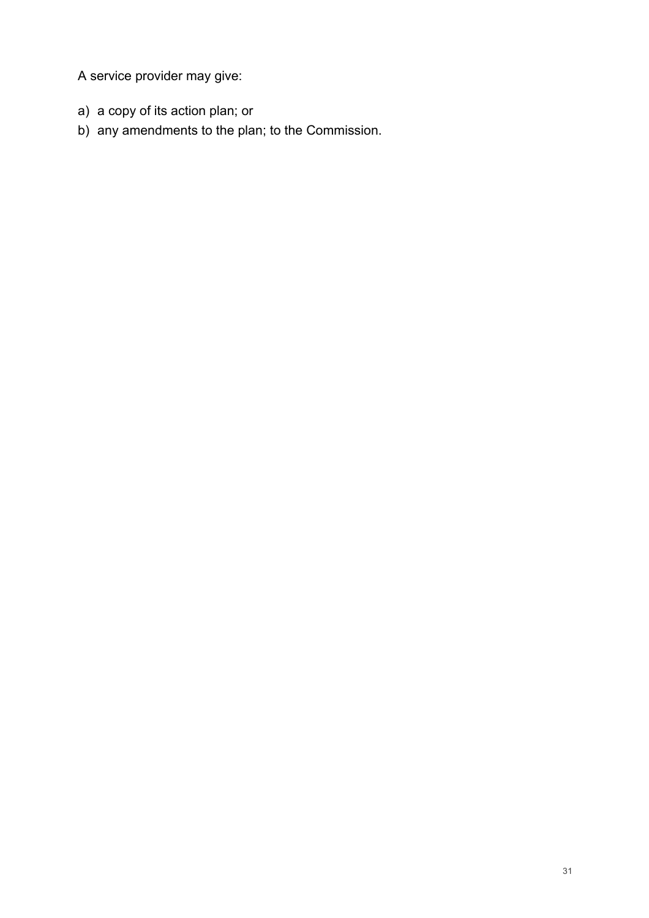A service provider may give:

a) a copy of its action plan; or
b) any amendments to the plan; to the Commission.